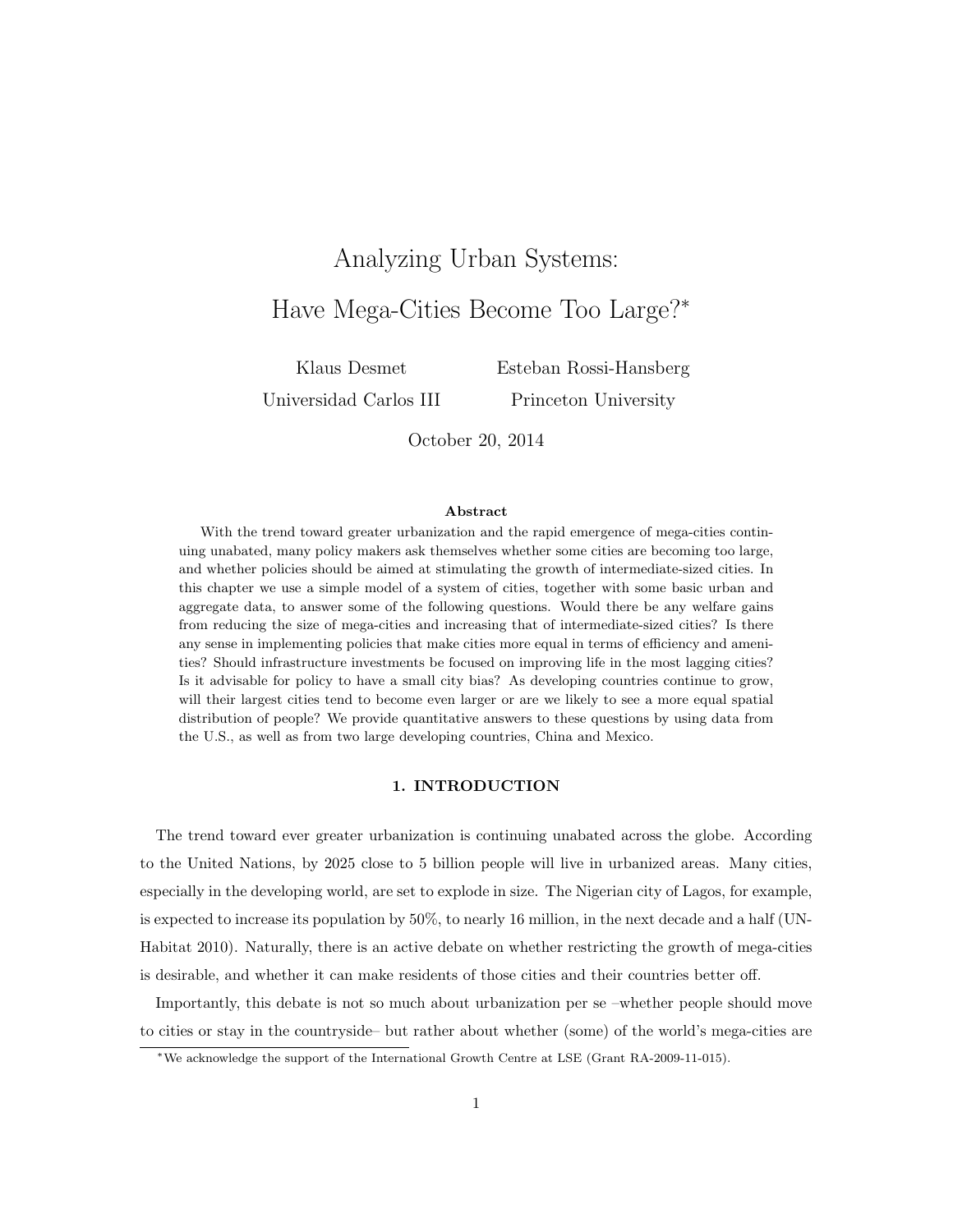# Analyzing Urban Systems:

# Have Mega-Cities Become Too Large?[*]

Klaus Desmet
Universidad Carlos III

Esteban Rossi-Hansberg
Princeton University

October 20, 2014

### Abstract

With the trend toward greater urbanization and the rapid emergence of mega-cities continuing unabated, many policy makers ask themselves whether some cities are becoming too large, and whether policies should be aimed at stimulating the growth of intermediate-sized cities. In this chapter we use a simple model of a system of cities, together with some basic urban and aggregate data, to answer some of the following questions. Would there be any welfare gains from reducing the size of mega-cities and increasing that of intermediate-sized cities? Is there any sense in implementing policies that make cities more equal in terms of efficiency and amenities? Should infrastructure investments be focused on improving life in the most lagging cities? Is it advisable for policy to have a small city bias? As developing countries continue to grow, will their largest cities tend to become even larger or are we likely to see a more equal spatial distribution of people? We provide quantitative answers to these questions by using data from the U.S., as well as from two large developing countries, China and Mexico.

## 1. INTRODUCTION

The trend toward ever greater urbanization is continuing unabated across the globe. According to the United Nations, by 2025 close to 5 billion people will live in urbanized areas. Many cities, especially in the developing world, are set to explode in size. The Nigerian city of Lagos, for example, is expected to increase its population by 50%, to nearly 16 million, in the next decade and a half (UN-Habitat 2010). Naturally, there is an active debate on whether restricting the growth of mega-cities is desirable, and whether it can make residents of those cities and their countries better off.

Importantly, this debate is not so much about urbanization per se –whether people should move to cities or stay in the countryside– but rather about whether (some) of the world's mega-cities are

[*]We acknowledge the support of the International Growth Centre at LSE (Grant RA-2009-11-015).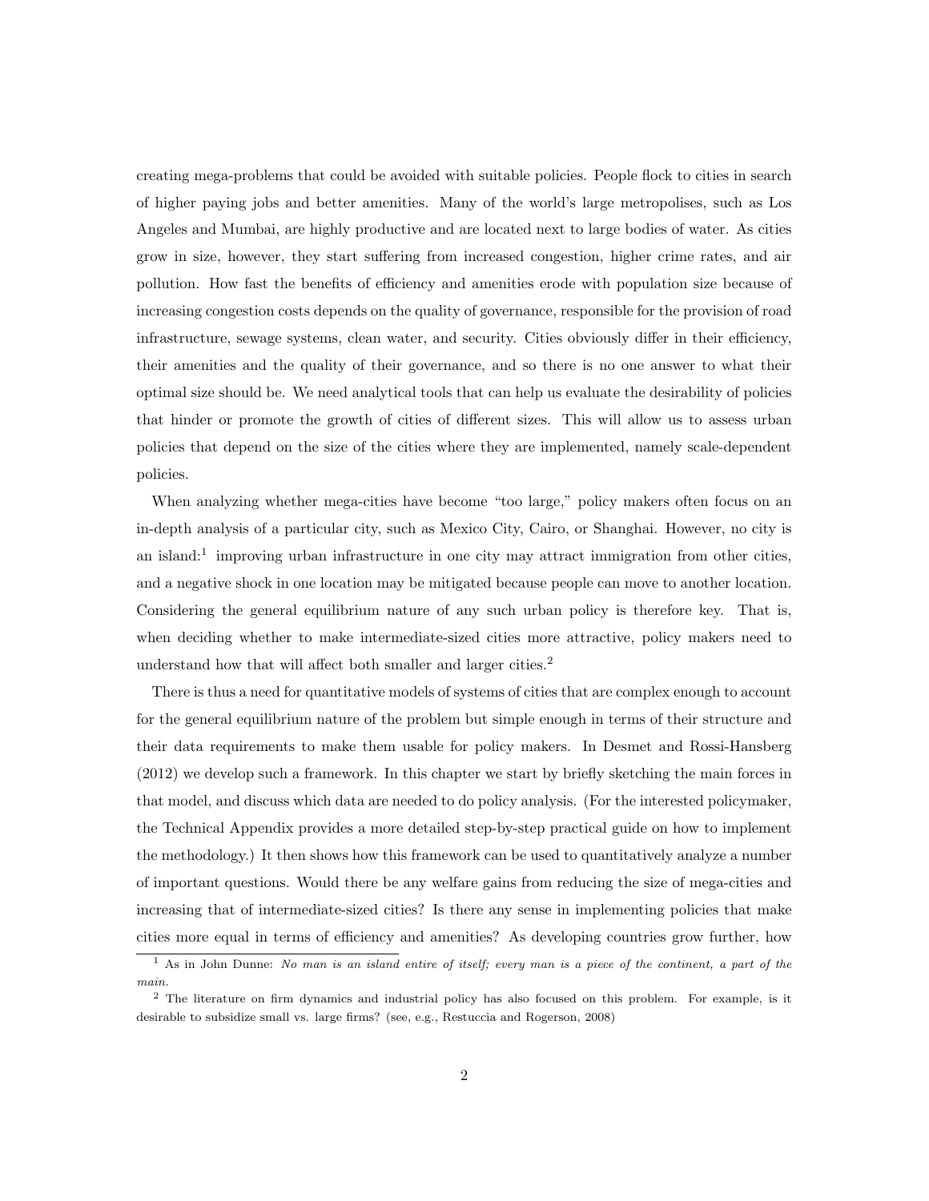creating mega-problems that could be avoided with suitable policies. People flock to cities in search of higher paying jobs and better amenities. Many of the world's large metropolises, such as Los Angeles and Mumbai, are highly productive and are located next to large bodies of water. As cities grow in size, however, they start suffering from increased congestion, higher crime rates, and air pollution. How fast the benefits of efficiency and amenities erode with population size because of increasing congestion costs depends on the quality of governance, responsible for the provision of road infrastructure, sewage systems, clean water, and security. Cities obviously differ in their efficiency, their amenities and the quality of their governance, and so there is no one answer to what their optimal size should be. We need analytical tools that can help us evaluate the desirability of policies that hinder or promote the growth of cities of different sizes. This will allow us to assess urban policies that depend on the size of the cities where they are implemented, namely scale-dependent policies.

When analyzing whether mega-cities have become "too large," policy makers often focus on an in-depth analysis of a particular city, such as Mexico City, Cairo, or Shanghai. However, no city is an island:[1] improving urban infrastructure in one city may attract immigration from other cities, and a negative shock in one location may be mitigated because people can move to another location. Considering the general equilibrium nature of any such urban policy is therefore key. That is, when deciding whether to make intermediate-sized cities more attractive, policy makers need to understand how that will affect both smaller and larger cities.[2]

There is thus a need for quantitative models of systems of cities that are complex enough to account for the general equilibrium nature of the problem but simple enough in terms of their structure and their data requirements to make them usable for policy makers. In Desmet and Rossi-Hansberg (2012) we develop such a framework. In this chapter we start by briefly sketching the main forces in that model, and discuss which data are needed to do policy analysis. (For the interested policymaker, the Technical Appendix provides a more detailed step-by-step practical guide on how to implement the methodology.) It then shows how this framework can be used to quantitatively analyze a number of important questions. Would there be any welfare gains from reducing the size of mega-cities and increasing that of intermediate-sized cities? Is there any sense in implementing policies that make cities more equal in terms of efficiency and amenities? As developing countries grow further, how

[1] As in John Dunne: *No man is an island entire of itself; every man is a piece of the continent, a part of the main.*

[2] The literature on firm dynamics and industrial policy has also focused on this problem. For example, is it desirable to subsidize small vs. large firms? (see, e.g., Restuccia and Rogerson, 2008)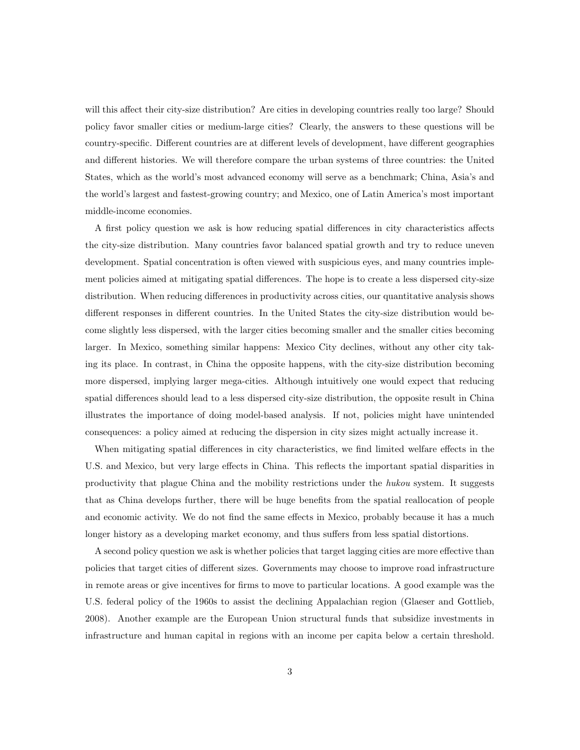will this affect their city-size distribution? Are cities in developing countries really too large? Should policy favor smaller cities or medium-large cities? Clearly, the answers to these questions will be country-specific. Different countries are at different levels of development, have different geographies and different histories. We will therefore compare the urban systems of three countries: the United States, which as the world's most advanced economy will serve as a benchmark; China, Asia's and the world's largest and fastest-growing country; and Mexico, one of Latin America's most important middle-income economies.

A first policy question we ask is how reducing spatial differences in city characteristics affects the city-size distribution. Many countries favor balanced spatial growth and try to reduce uneven development. Spatial concentration is often viewed with suspicious eyes, and many countries implement policies aimed at mitigating spatial differences. The hope is to create a less dispersed city-size distribution. When reducing differences in productivity across cities, our quantitative analysis shows different responses in different countries. In the United States the city-size distribution would become slightly less dispersed, with the larger cities becoming smaller and the smaller cities becoming larger. In Mexico, something similar happens: Mexico City declines, without any other city taking its place. In contrast, in China the opposite happens, with the city-size distribution becoming more dispersed, implying larger mega-cities. Although intuitively one would expect that reducing spatial differences should lead to a less dispersed city-size distribution, the opposite result in China illustrates the importance of doing model-based analysis. If not, policies might have unintended consequences: a policy aimed at reducing the dispersion in city sizes might actually increase it.

When mitigating spatial differences in city characteristics, we find limited welfare effects in the U.S. and Mexico, but very large effects in China. This reflects the important spatial disparities in productivity that plague China and the mobility restrictions under the *hukou* system. It suggests that as China develops further, there will be huge benefits from the spatial reallocation of people and economic activity. We do not find the same effects in Mexico, probably because it has a much longer history as a developing market economy, and thus suffers from less spatial distortions.

A second policy question we ask is whether policies that target lagging cities are more effective than policies that target cities of different sizes. Governments may choose to improve road infrastructure in remote areas or give incentives for firms to move to particular locations. A good example was the U.S. federal policy of the 1960s to assist the declining Appalachian region (Glaeser and Gottlieb, 2008). Another example are the European Union structural funds that subsidize investments in infrastructure and human capital in regions with an income per capita below a certain threshold.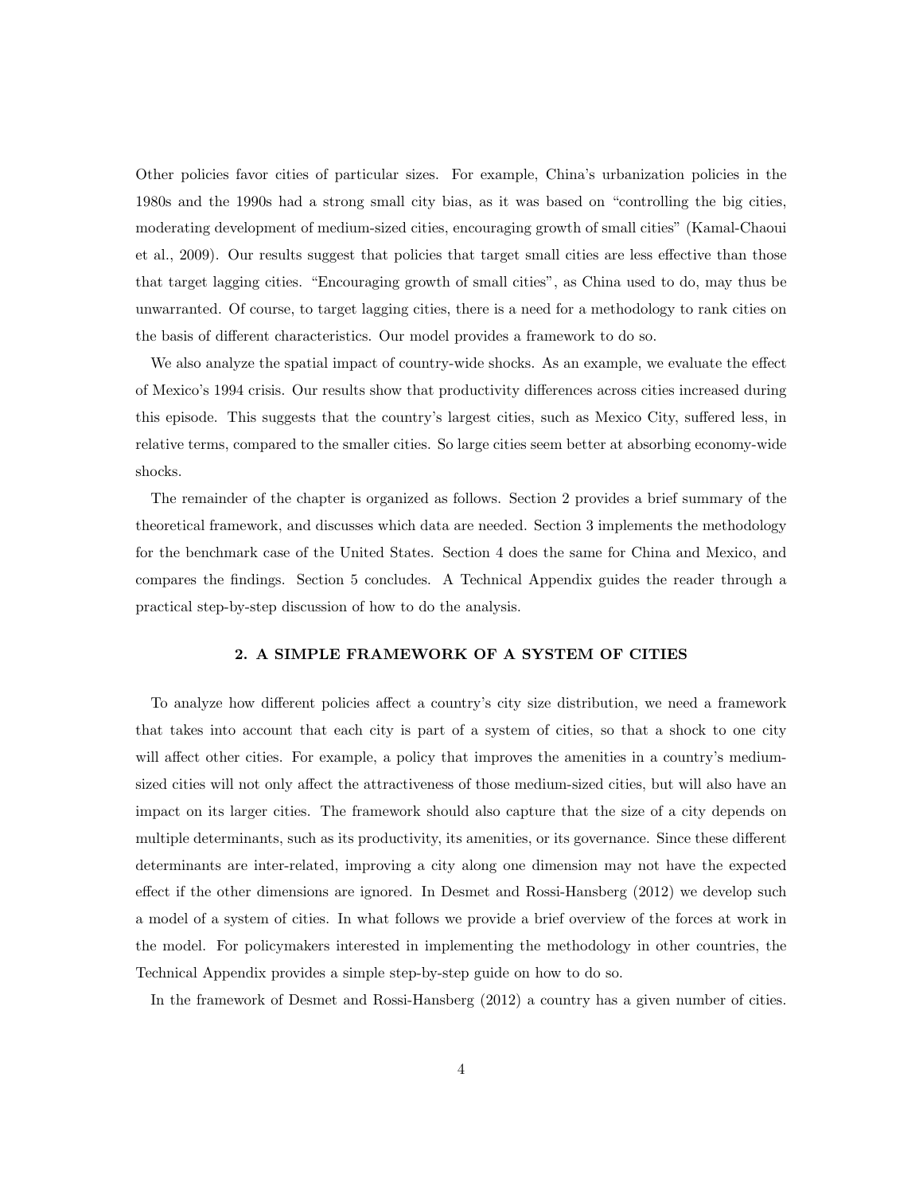Other policies favor cities of particular sizes. For example, China's urbanization policies in the 1980s and the 1990s had a strong small city bias, as it was based on "controlling the big cities, moderating development of medium-sized cities, encouraging growth of small cities" (Kamal-Chaoui et al., 2009). Our results suggest that policies that target small cities are less effective than those that target lagging cities. "Encouraging growth of small cities", as China used to do, may thus be unwarranted. Of course, to target lagging cities, there is a need for a methodology to rank cities on the basis of different characteristics. Our model provides a framework to do so.

We also analyze the spatial impact of country-wide shocks. As an example, we evaluate the effect of Mexico's 1994 crisis. Our results show that productivity differences across cities increased during this episode. This suggests that the country's largest cities, such as Mexico City, suffered less, in relative terms, compared to the smaller cities. So large cities seem better at absorbing economy-wide shocks.

The remainder of the chapter is organized as follows. Section 2 provides a brief summary of the theoretical framework, and discusses which data are needed. Section 3 implements the methodology for the benchmark case of the United States. Section 4 does the same for China and Mexico, and compares the findings. Section 5 concludes. A Technical Appendix guides the reader through a practical step-by-step discussion of how to do the analysis.

## 2. A SIMPLE FRAMEWORK OF A SYSTEM OF CITIES

To analyze how different policies affect a country's city size distribution, we need a framework that takes into account that each city is part of a system of cities, so that a shock to one city will affect other cities. For example, a policy that improves the amenities in a country's medium-sized cities will not only affect the attractiveness of those medium-sized cities, but will also have an impact on its larger cities. The framework should also capture that the size of a city depends on multiple determinants, such as its productivity, its amenities, or its governance. Since these different determinants are inter-related, improving a city along one dimension may not have the expected effect if the other dimensions are ignored. In Desmet and Rossi-Hansberg (2012) we develop such a model of a system of cities. In what follows we provide a brief overview of the forces at work in the model. For policymakers interested in implementing the methodology in other countries, the Technical Appendix provides a simple step-by-step guide on how to do so.

In the framework of Desmet and Rossi-Hansberg (2012) a country has a given number of cities.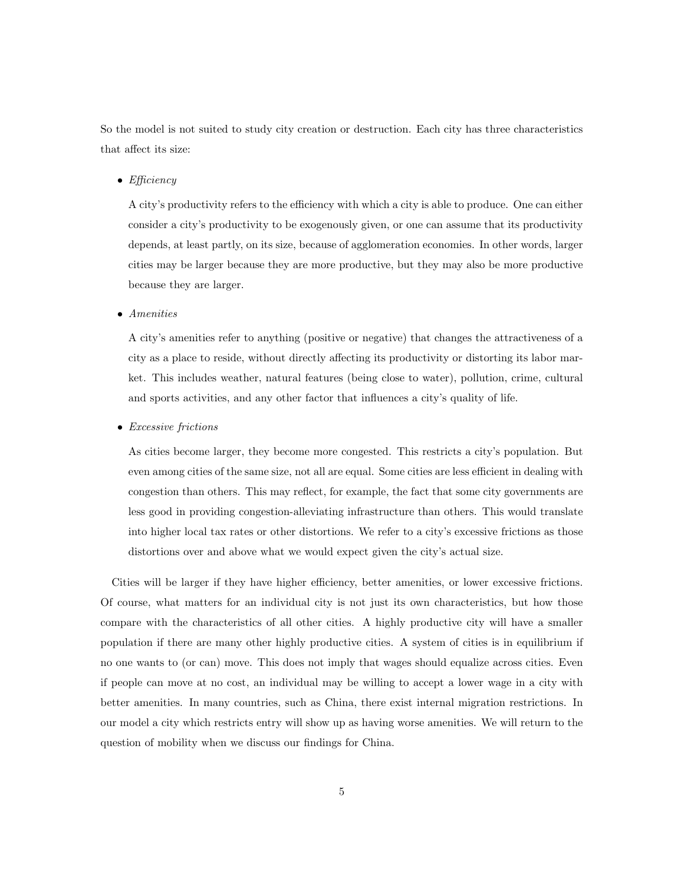So the model is not suited to study city creation or destruction. Each city has three characteristics that affect its size:

- *Efficiency*

  A city's productivity refers to the efficiency with which a city is able to produce. One can either consider a city's productivity to be exogenously given, or one can assume that its productivity depends, at least partly, on its size, because of agglomeration economies. In other words, larger cities may be larger because they are more productive, but they may also be more productive because they are larger.

- *Amenities*

  A city's amenities refer to anything (positive or negative) that changes the attractiveness of a city as a place to reside, without directly affecting its productivity or distorting its labor market. This includes weather, natural features (being close to water), pollution, crime, cultural and sports activities, and any other factor that influences a city's quality of life.

- *Excessive frictions*

  As cities become larger, they become more congested. This restricts a city's population. But even among cities of the same size, not all are equal. Some cities are less efficient in dealing with congestion than others. This may reflect, for example, the fact that some city governments are less good in providing congestion-alleviating infrastructure than others. This would translate into higher local tax rates or other distortions. We refer to a city's excessive frictions as those distortions over and above what we would expect given the city's actual size.

Cities will be larger if they have higher efficiency, better amenities, or lower excessive frictions. Of course, what matters for an individual city is not just its own characteristics, but how those compare with the characteristics of all other cities. A highly productive city will have a smaller population if there are many other highly productive cities. A system of cities is in equilibrium if no one wants to (or can) move. This does not imply that wages should equalize across cities. Even if people can move at no cost, an individual may be willing to accept a lower wage in a city with better amenities. In many countries, such as China, there exist internal migration restrictions. In our model a city which restricts entry will show up as having worse amenities. We will return to the question of mobility when we discuss our findings for China.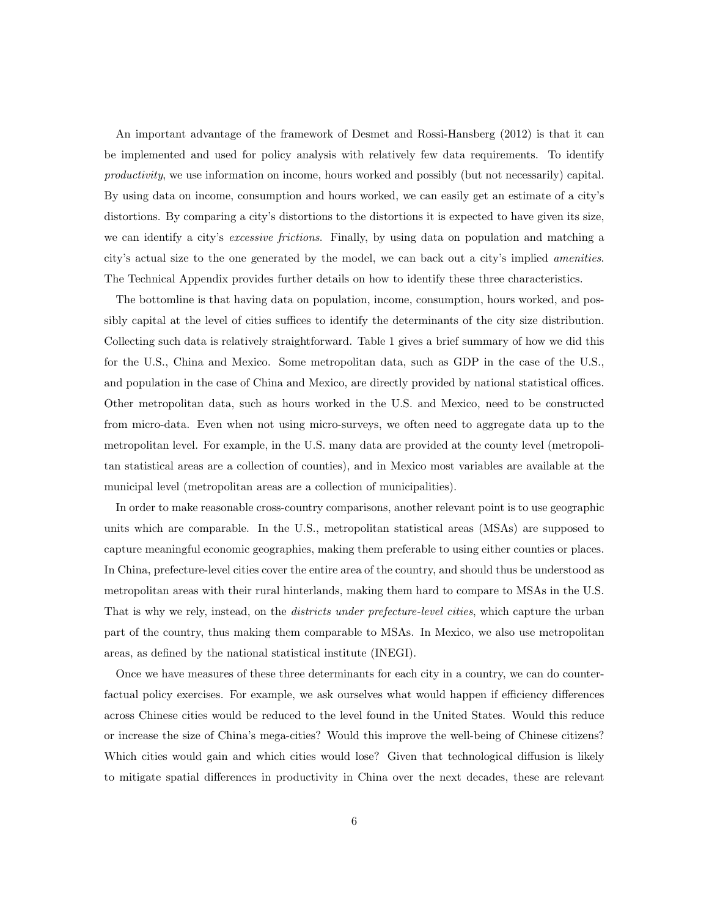An important advantage of the framework of Desmet and Rossi-Hansberg (2012) is that it can be implemented and used for policy analysis with relatively few data requirements. To identify *productivity*, we use information on income, hours worked and possibly (but not necessarily) capital. By using data on income, consumption and hours worked, we can easily get an estimate of a city's distortions. By comparing a city's distortions to the distortions it is expected to have given its size, we can identify a city's *excessive frictions*. Finally, by using data on population and matching a city's actual size to the one generated by the model, we can back out a city's implied *amenities*. The Technical Appendix provides further details on how to identify these three characteristics.

The bottomline is that having data on population, income, consumption, hours worked, and possibly capital at the level of cities suffices to identify the determinants of the city size distribution. Collecting such data is relatively straightforward. Table 1 gives a brief summary of how we did this for the U.S., China and Mexico. Some metropolitan data, such as GDP in the case of the U.S., and population in the case of China and Mexico, are directly provided by national statistical offices. Other metropolitan data, such as hours worked in the U.S. and Mexico, need to be constructed from micro-data. Even when not using micro-surveys, we often need to aggregate data up to the metropolitan level. For example, in the U.S. many data are provided at the county level (metropolitan statistical areas are a collection of counties), and in Mexico most variables are available at the municipal level (metropolitan areas are a collection of municipalities).

In order to make reasonable cross-country comparisons, another relevant point is to use geographic units which are comparable. In the U.S., metropolitan statistical areas (MSAs) are supposed to capture meaningful economic geographies, making them preferable to using either counties or places. In China, prefecture-level cities cover the entire area of the country, and should thus be understood as metropolitan areas with their rural hinterlands, making them hard to compare to MSAs in the U.S. That is why we rely, instead, on the *districts under prefecture-level cities*, which capture the urban part of the country, thus making them comparable to MSAs. In Mexico, we also use metropolitan areas, as defined by the national statistical institute (INEGI).

Once we have measures of these three determinants for each city in a country, we can do counterfactual policy exercises. For example, we ask ourselves what would happen if efficiency differences across Chinese cities would be reduced to the level found in the United States. Would this reduce or increase the size of China's mega-cities? Would this improve the well-being of Chinese citizens? Which cities would gain and which cities would lose? Given that technological diffusion is likely to mitigate spatial differences in productivity in China over the next decades, these are relevant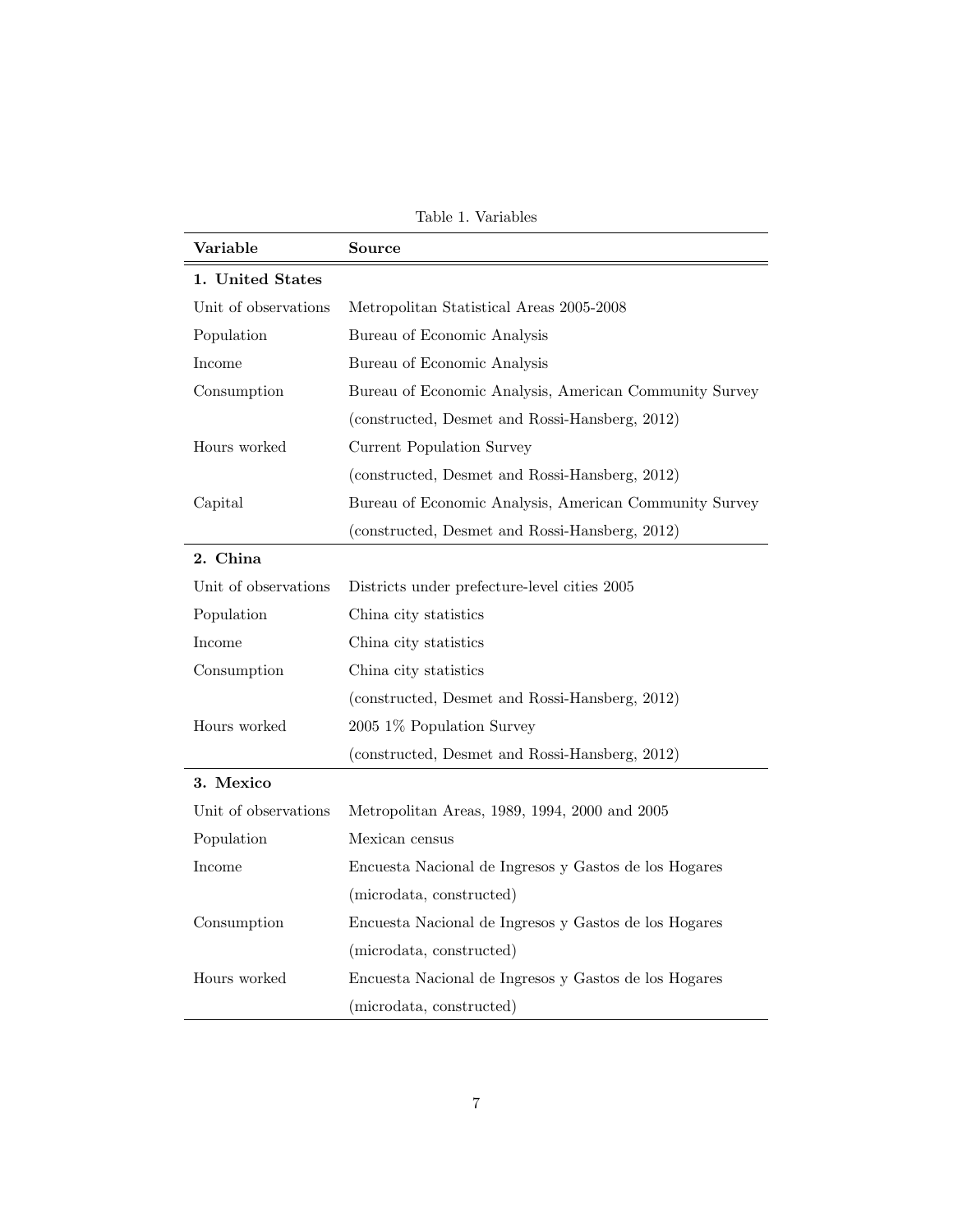Table 1. Variables

| Variable | Source |
|---|---|
| **1. United States** | |
| Unit of observations | Metropolitan Statistical Areas 2005-2008 |
| Population | Bureau of Economic Analysis |
| Income | Bureau of Economic Analysis |
| Consumption | Bureau of Economic Analysis, American Community Survey |
| | (constructed, Desmet and Rossi-Hansberg, 2012) |
| Hours worked | Current Population Survey |
| | (constructed, Desmet and Rossi-Hansberg, 2012) |
| Capital | Bureau of Economic Analysis, American Community Survey |
| | (constructed, Desmet and Rossi-Hansberg, 2012) |
| **2. China** | |
| Unit of observations | Districts under prefecture-level cities 2005 |
| Population | China city statistics |
| Income | China city statistics |
| Consumption | China city statistics |
| | (constructed, Desmet and Rossi-Hansberg, 2012) |
| Hours worked | 2005 1% Population Survey |
| | (constructed, Desmet and Rossi-Hansberg, 2012) |
| **3. Mexico** | |
| Unit of observations | Metropolitan Areas, 1989, 1994, 2000 and 2005 |
| Population | Mexican census |
| Income | Encuesta Nacional de Ingresos y Gastos de los Hogares |
| | (microdata, constructed) |
| Consumption | Encuesta Nacional de Ingresos y Gastos de los Hogares |
| | (microdata, constructed) |
| Hours worked | Encuesta Nacional de Ingresos y Gastos de los Hogares |
| | (microdata, constructed) |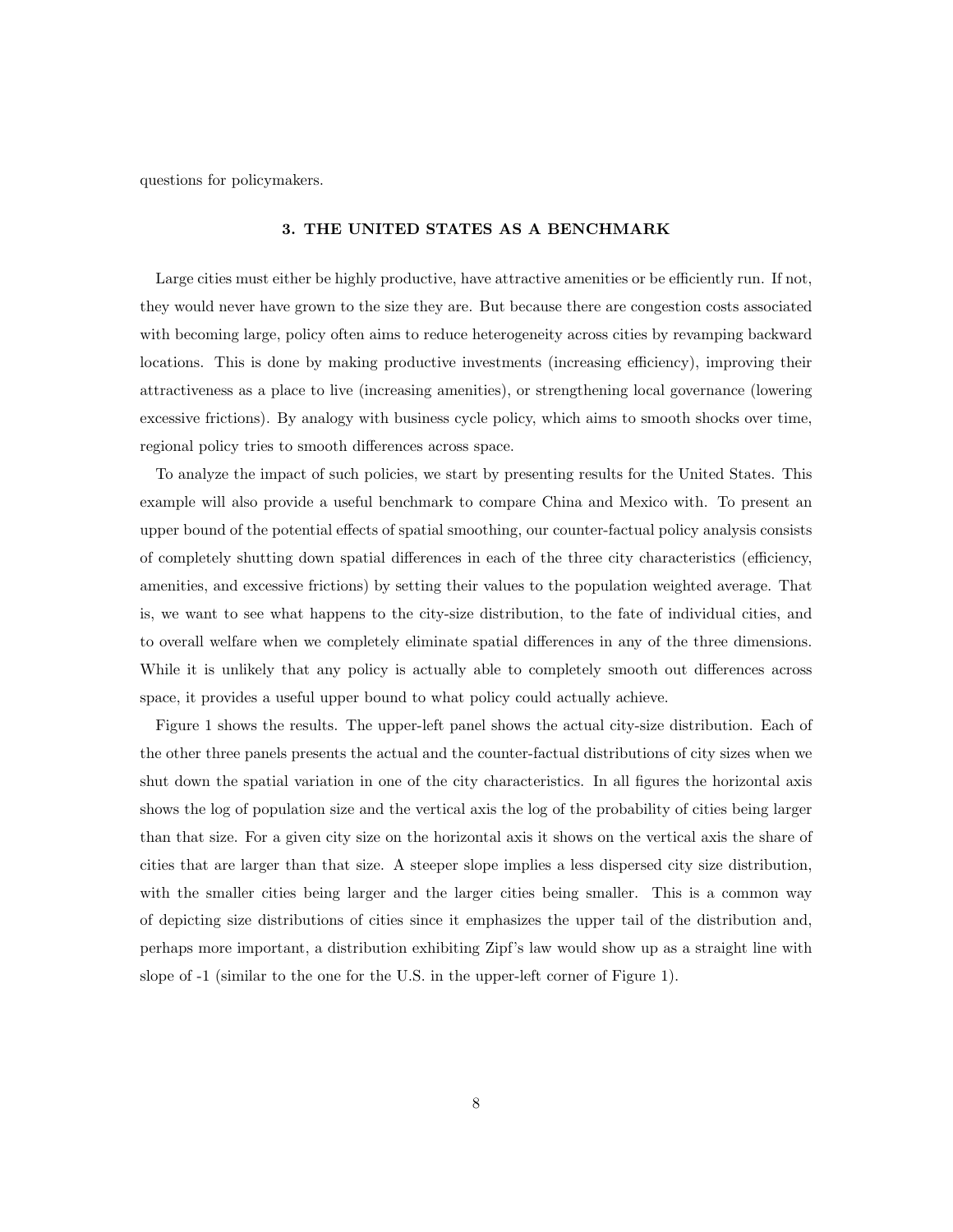questions for policymakers.

## 3. THE UNITED STATES AS A BENCHMARK

Large cities must either be highly productive, have attractive amenities or be efficiently run. If not, they would never have grown to the size they are. But because there are congestion costs associated with becoming large, policy often aims to reduce heterogeneity across cities by revamping backward locations. This is done by making productive investments (increasing efficiency), improving their attractiveness as a place to live (increasing amenities), or strengthening local governance (lowering excessive frictions). By analogy with business cycle policy, which aims to smooth shocks over time, regional policy tries to smooth differences across space.

To analyze the impact of such policies, we start by presenting results for the United States. This example will also provide a useful benchmark to compare China and Mexico with. To present an upper bound of the potential effects of spatial smoothing, our counter-factual policy analysis consists of completely shutting down spatial differences in each of the three city characteristics (efficiency, amenities, and excessive frictions) by setting their values to the population weighted average. That is, we want to see what happens to the city-size distribution, to the fate of individual cities, and to overall welfare when we completely eliminate spatial differences in any of the three dimensions. While it is unlikely that any policy is actually able to completely smooth out differences across space, it provides a useful upper bound to what policy could actually achieve.

Figure 1 shows the results. The upper-left panel shows the actual city-size distribution. Each of the other three panels presents the actual and the counter-factual distributions of city sizes when we shut down the spatial variation in one of the city characteristics. In all figures the horizontal axis shows the log of population size and the vertical axis the log of the probability of cities being larger than that size. For a given city size on the horizontal axis it shows on the vertical axis the share of cities that are larger than that size. A steeper slope implies a less dispersed city size distribution, with the smaller cities being larger and the larger cities being smaller. This is a common way of depicting size distributions of cities since it emphasizes the upper tail of the distribution and, perhaps more important, a distribution exhibiting Zipf's law would show up as a straight line with slope of -1 (similar to the one for the U.S. in the upper-left corner of Figure 1).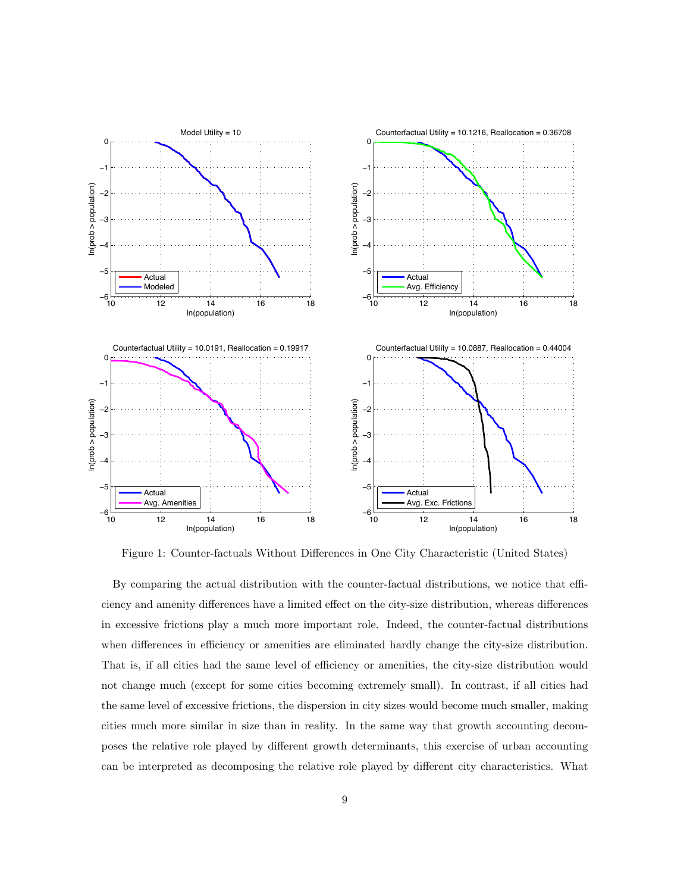Figure 1: Counter-factuals Without Differences in One City Characteristic (United States)

By comparing the actual distribution with the counter-factual distributions, we notice that efficiency and amenity differences have a limited effect on the city-size distribution, whereas differences in excessive frictions play a much more important role. Indeed, the counter-factual distributions when differences in efficiency or amenities are eliminated hardly change the city-size distribution. That is, if all cities had the same level of efficiency or amenities, the city-size distribution would not change much (except for some cities becoming extremely small). In contrast, if all cities had the same level of excessive frictions, the dispersion in city sizes would become much smaller, making cities much more similar in size than in reality. In the same way that growth accounting decomposes the relative role played by different growth determinants, this exercise of urban accounting can be interpreted as decomposing the relative role played by different city characteristics. What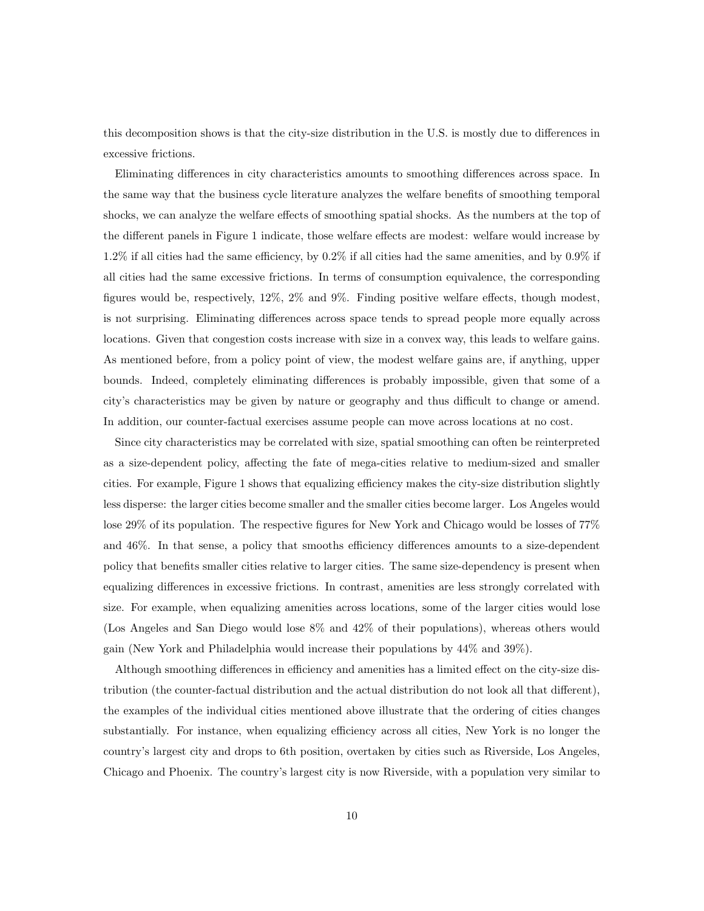this decomposition shows is that the city-size distribution in the U.S. is mostly due to differences in excessive frictions.

Eliminating differences in city characteristics amounts to smoothing differences across space. In the same way that the business cycle literature analyzes the welfare benefits of smoothing temporal shocks, we can analyze the welfare effects of smoothing spatial shocks. As the numbers at the top of the different panels in Figure 1 indicate, those welfare effects are modest: welfare would increase by 1.2% if all cities had the same efficiency, by 0.2% if all cities had the same amenities, and by 0.9% if all cities had the same excessive frictions. In terms of consumption equivalence, the corresponding figures would be, respectively, 12%, 2% and 9%. Finding positive welfare effects, though modest, is not surprising. Eliminating differences across space tends to spread people more equally across locations. Given that congestion costs increase with size in a convex way, this leads to welfare gains. As mentioned before, from a policy point of view, the modest welfare gains are, if anything, upper bounds. Indeed, completely eliminating differences is probably impossible, given that some of a city's characteristics may be given by nature or geography and thus difficult to change or amend. In addition, our counter-factual exercises assume people can move across locations at no cost.

Since city characteristics may be correlated with size, spatial smoothing can often be reinterpreted as a size-dependent policy, affecting the fate of mega-cities relative to medium-sized and smaller cities. For example, Figure 1 shows that equalizing efficiency makes the city-size distribution slightly less disperse: the larger cities become smaller and the smaller cities become larger. Los Angeles would lose 29% of its population. The respective figures for New York and Chicago would be losses of 77% and 46%. In that sense, a policy that smooths efficiency differences amounts to a size-dependent policy that benefits smaller cities relative to larger cities. The same size-dependency is present when equalizing differences in excessive frictions. In contrast, amenities are less strongly correlated with size. For example, when equalizing amenities across locations, some of the larger cities would lose (Los Angeles and San Diego would lose 8% and 42% of their populations), whereas others would gain (New York and Philadelphia would increase their populations by 44% and 39%).

Although smoothing differences in efficiency and amenities has a limited effect on the city-size distribution (the counter-factual distribution and the actual distribution do not look all that different), the examples of the individual cities mentioned above illustrate that the ordering of cities changes substantially. For instance, when equalizing efficiency across all cities, New York is no longer the country's largest city and drops to 6th position, overtaken by cities such as Riverside, Los Angeles, Chicago and Phoenix. The country's largest city is now Riverside, with a population very similar to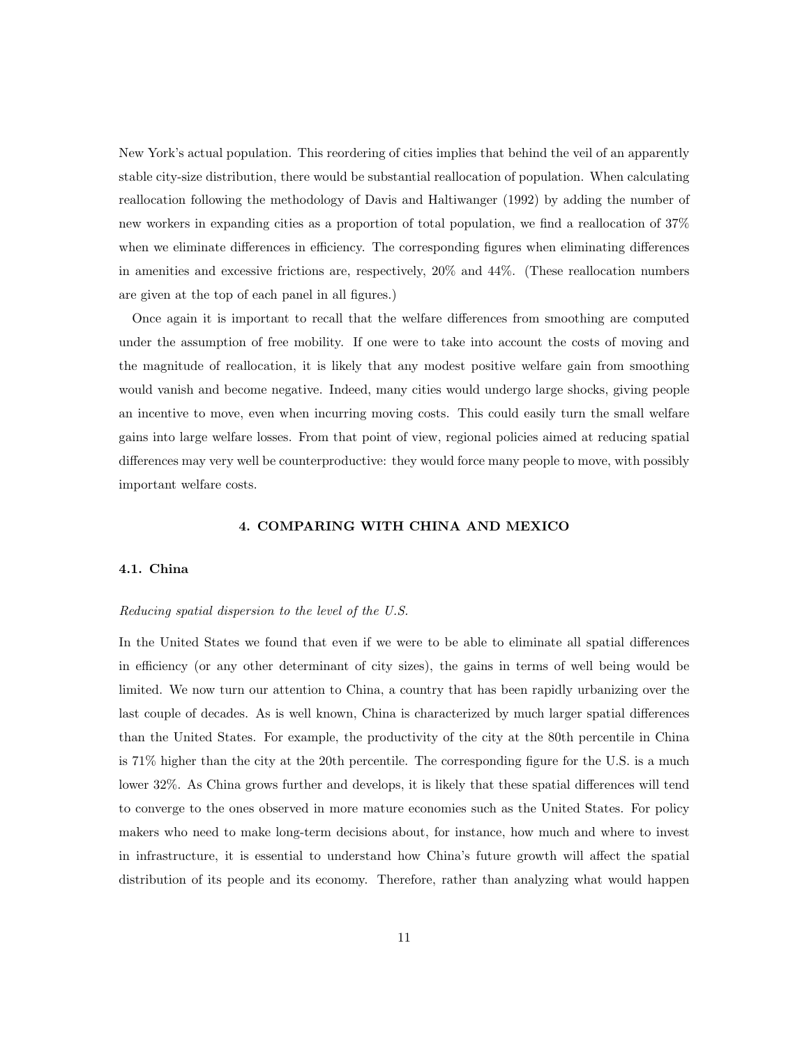New York's actual population. This reordering of cities implies that behind the veil of an apparently stable city-size distribution, there would be substantial reallocation of population. When calculating reallocation following the methodology of Davis and Haltiwanger (1992) by adding the number of new workers in expanding cities as a proportion of total population, we find a reallocation of 37% when we eliminate differences in efficiency. The corresponding figures when eliminating differences in amenities and excessive frictions are, respectively, 20% and 44%. (These reallocation numbers are given at the top of each panel in all figures.)

Once again it is important to recall that the welfare differences from smoothing are computed under the assumption of free mobility. If one were to take into account the costs of moving and the magnitude of reallocation, it is likely that any modest positive welfare gain from smoothing would vanish and become negative. Indeed, many cities would undergo large shocks, giving people an incentive to move, even when incurring moving costs. This could easily turn the small welfare gains into large welfare losses. From that point of view, regional policies aimed at reducing spatial differences may very well be counterproductive: they would force many people to move, with possibly important welfare costs.

## 4. COMPARING WITH CHINA AND MEXICO

### 4.1. China

*Reducing spatial dispersion to the level of the U.S.*

In the United States we found that even if we were to be able to eliminate all spatial differences in efficiency (or any other determinant of city sizes), the gains in terms of well being would be limited. We now turn our attention to China, a country that has been rapidly urbanizing over the last couple of decades. As is well known, China is characterized by much larger spatial differences than the United States. For example, the productivity of the city at the 80th percentile in China is 71% higher than the city at the 20th percentile. The corresponding figure for the U.S. is a much lower 32%. As China grows further and develops, it is likely that these spatial differences will tend to converge to the ones observed in more mature economies such as the United States. For policy makers who need to make long-term decisions about, for instance, how much and where to invest in infrastructure, it is essential to understand how China's future growth will affect the spatial distribution of its people and its economy. Therefore, rather than analyzing what would happen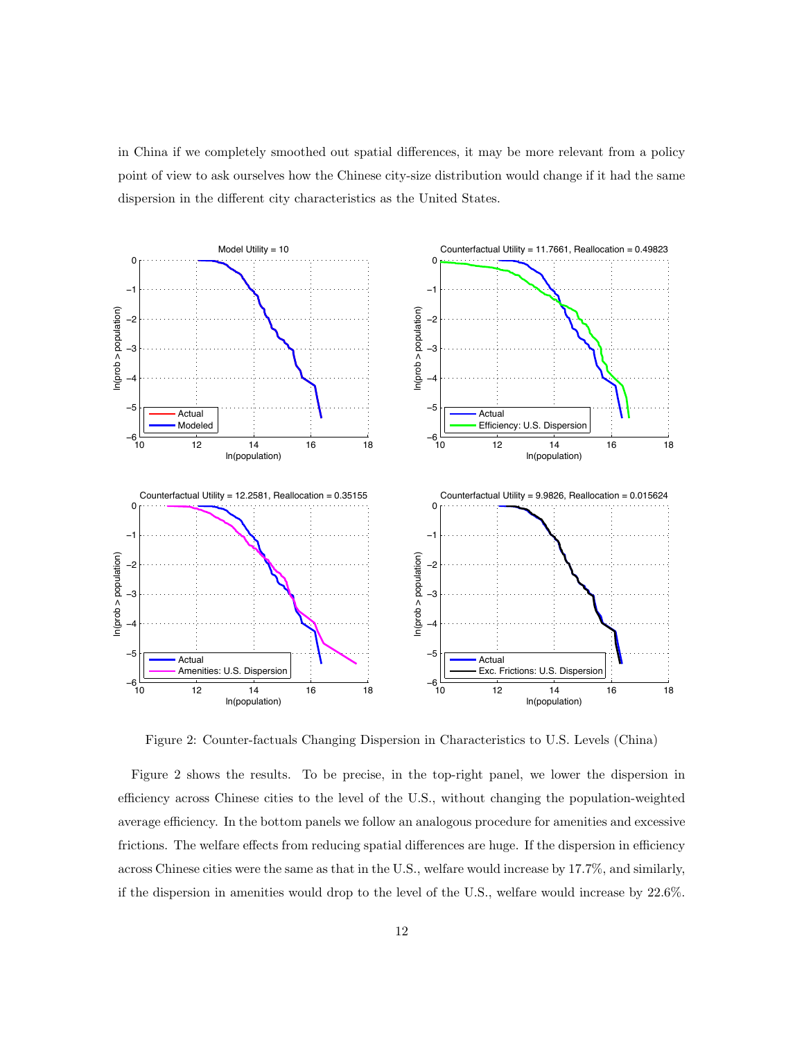in China if we completely smoothed out spatial differences, it may be more relevant from a policy point of view to ask ourselves how the Chinese city-size distribution would change if it had the same dispersion in the different city characteristics as the United States.

Figure 2: Counter-factuals Changing Dispersion in Characteristics to U.S. Levels (China)

Figure 2 shows the results. To be precise, in the top-right panel, we lower the dispersion in efficiency across Chinese cities to the level of the U.S., without changing the population-weighted average efficiency. In the bottom panels we follow an analogous procedure for amenities and excessive frictions. The welfare effects from reducing spatial differences are huge. If the dispersion in efficiency across Chinese cities were the same as that in the U.S., welfare would increase by 17.7%, and similarly, if the dispersion in amenities would drop to the level of the U.S., welfare would increase by 22.6%.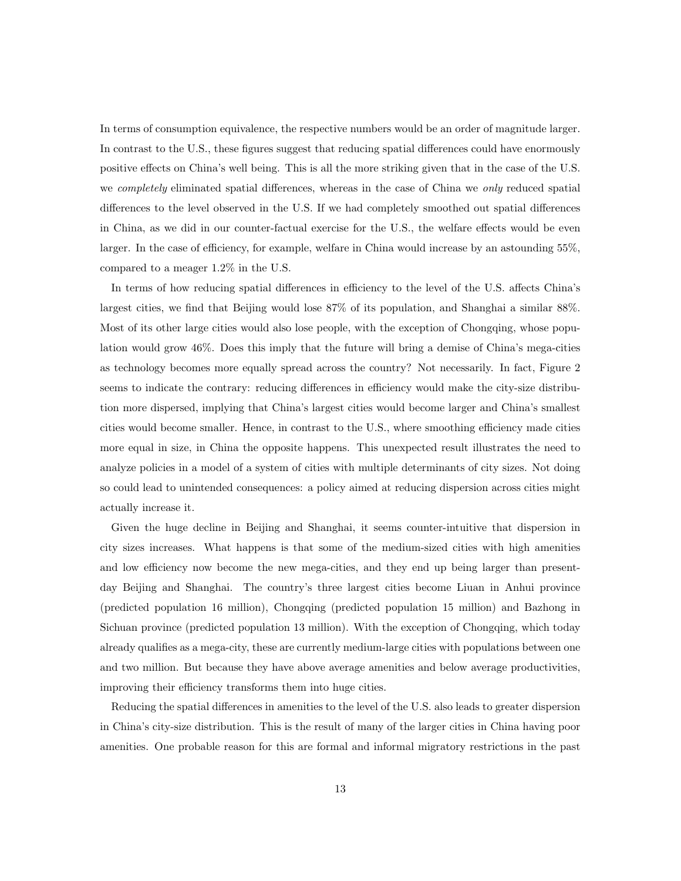In terms of consumption equivalence, the respective numbers would be an order of magnitude larger. In contrast to the U.S., these figures suggest that reducing spatial differences could have enormously positive effects on China's well being. This is all the more striking given that in the case of the U.S. we *completely* eliminated spatial differences, whereas in the case of China we *only* reduced spatial differences to the level observed in the U.S. If we had completely smoothed out spatial differences in China, as we did in our counter-factual exercise for the U.S., the welfare effects would be even larger. In the case of efficiency, for example, welfare in China would increase by an astounding 55%, compared to a meager 1.2% in the U.S.

In terms of how reducing spatial differences in efficiency to the level of the U.S. affects China's largest cities, we find that Beijing would lose 87% of its population, and Shanghai a similar 88%. Most of its other large cities would also lose people, with the exception of Chongqing, whose population would grow 46%. Does this imply that the future will bring a demise of China's mega-cities as technology becomes more equally spread across the country? Not necessarily. In fact, Figure 2 seems to indicate the contrary: reducing differences in efficiency would make the city-size distribution more dispersed, implying that China's largest cities would become larger and China's smallest cities would become smaller. Hence, in contrast to the U.S., where smoothing efficiency made cities more equal in size, in China the opposite happens. This unexpected result illustrates the need to analyze policies in a model of a system of cities with multiple determinants of city sizes. Not doing so could lead to unintended consequences: a policy aimed at reducing dispersion across cities might actually increase it.

Given the huge decline in Beijing and Shanghai, it seems counter-intuitive that dispersion in city sizes increases. What happens is that some of the medium-sized cities with high amenities and low efficiency now become the new mega-cities, and they end up being larger than present-day Beijing and Shanghai. The country's three largest cities become Liuan in Anhui province (predicted population 16 million), Chongqing (predicted population 15 million) and Bazhong in Sichuan province (predicted population 13 million). With the exception of Chongqing, which today already qualifies as a mega-city, these are currently medium-large cities with populations between one and two million. But because they have above average amenities and below average productivities, improving their efficiency transforms them into huge cities.

Reducing the spatial differences in amenities to the level of the U.S. also leads to greater dispersion in China's city-size distribution. This is the result of many of the larger cities in China having poor amenities. One probable reason for this are formal and informal migratory restrictions in the past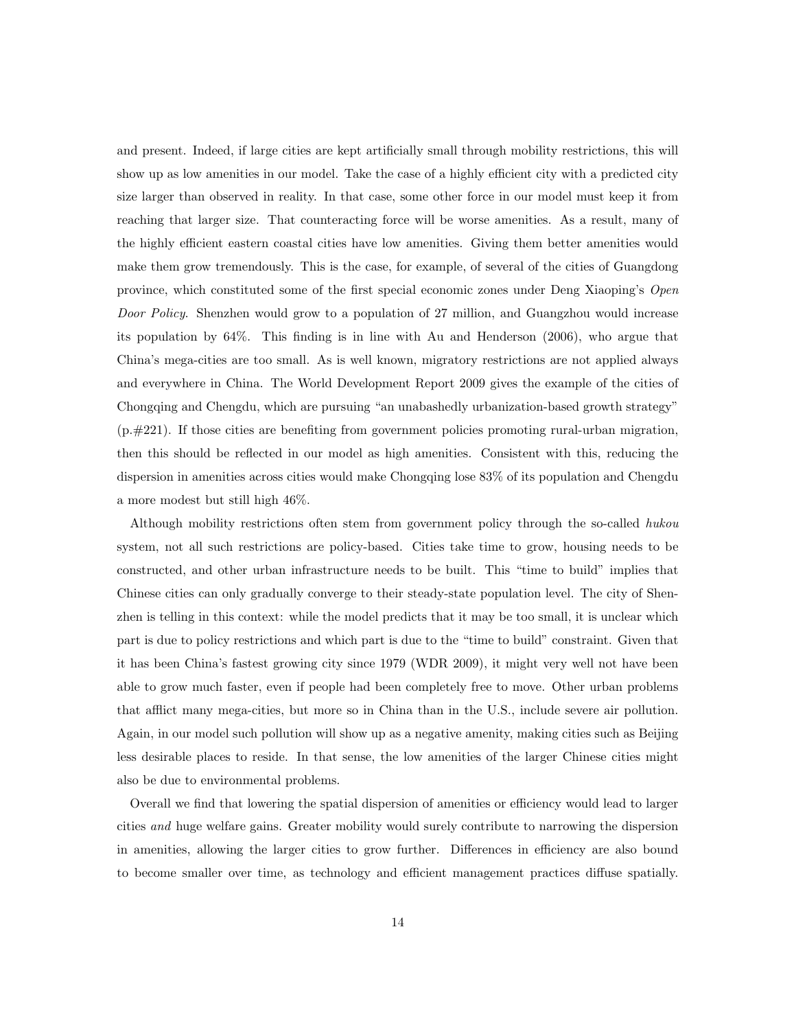and present. Indeed, if large cities are kept artificially small through mobility restrictions, this will show up as low amenities in our model. Take the case of a highly efficient city with a predicted city size larger than observed in reality. In that case, some other force in our model must keep it from reaching that larger size. That counteracting force will be worse amenities. As a result, many of the highly efficient eastern coastal cities have low amenities. Giving them better amenities would make them grow tremendously. This is the case, for example, of several of the cities of Guangdong province, which constituted some of the first special economic zones under Deng Xiaoping's *Open Door Policy*. Shenzhen would grow to a population of 27 million, and Guangzhou would increase its population by 64%. This finding is in line with Au and Henderson (2006), who argue that China's mega-cities are too small. As is well known, migratory restrictions are not applied always and everywhere in China. The World Development Report 2009 gives the example of the cities of Chongqing and Chengdu, which are pursuing "an unabashedly urbanization-based growth strategy" (p.#221). If those cities are benefiting from government policies promoting rural-urban migration, then this should be reflected in our model as high amenities. Consistent with this, reducing the dispersion in amenities across cities would make Chongqing lose 83% of its population and Chengdu a more modest but still high 46%.

Although mobility restrictions often stem from government policy through the so-called *hukou* system, not all such restrictions are policy-based. Cities take time to grow, housing needs to be constructed, and other urban infrastructure needs to be built. This "time to build" implies that Chinese cities can only gradually converge to their steady-state population level. The city of Shenzhen is telling in this context: while the model predicts that it may be too small, it is unclear which part is due to policy restrictions and which part is due to the "time to build" constraint. Given that it has been China's fastest growing city since 1979 (WDR 2009), it might very well not have been able to grow much faster, even if people had been completely free to move. Other urban problems that afflict many mega-cities, but more so in China than in the U.S., include severe air pollution. Again, in our model such pollution will show up as a negative amenity, making cities such as Beijing less desirable places to reside. In that sense, the low amenities of the larger Chinese cities might also be due to environmental problems.

Overall we find that lowering the spatial dispersion of amenities or efficiency would lead to larger cities *and* huge welfare gains. Greater mobility would surely contribute to narrowing the dispersion in amenities, allowing the larger cities to grow further. Differences in efficiency are also bound to become smaller over time, as technology and efficient management practices diffuse spatially.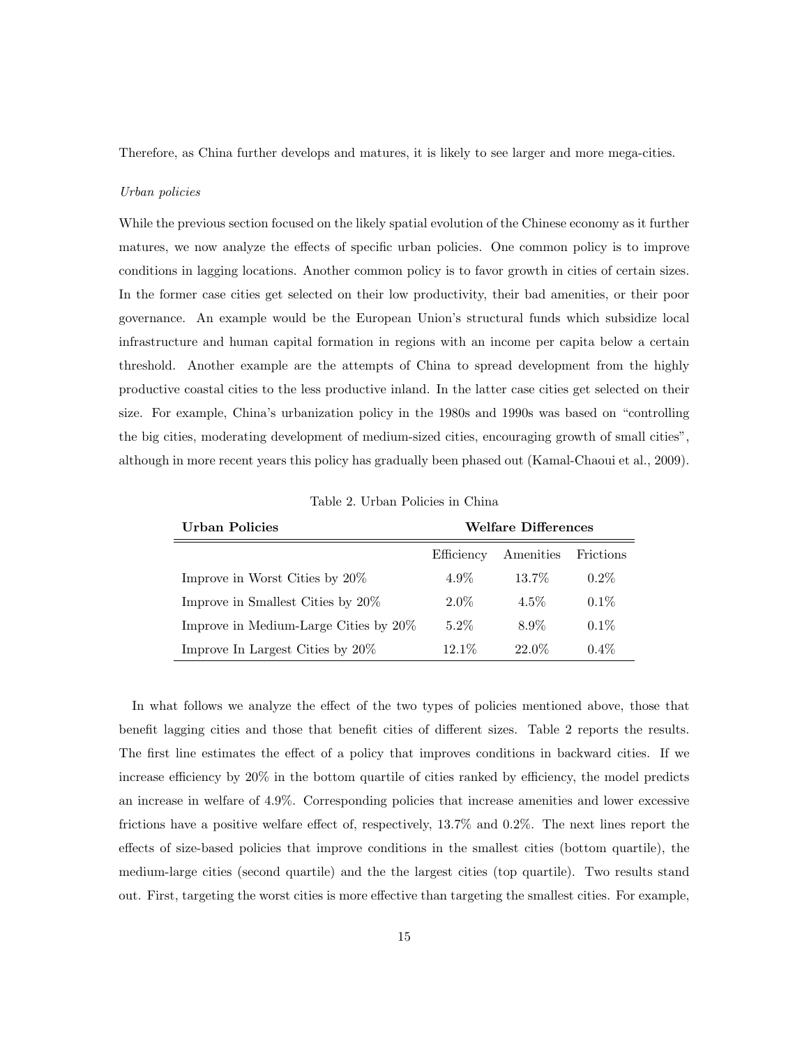Therefore, as China further develops and matures, it is likely to see larger and more mega-cities.

*Urban policies*

While the previous section focused on the likely spatial evolution of the Chinese economy as it further matures, we now analyze the effects of specific urban policies. One common policy is to improve conditions in lagging locations. Another common policy is to favor growth in cities of certain sizes. In the former case cities get selected on their low productivity, their bad amenities, or their poor governance. An example would be the European Union's structural funds which subsidize local infrastructure and human capital formation in regions with an income per capita below a certain threshold. Another example are the attempts of China to spread development from the highly productive coastal cities to the less productive inland. In the latter case cities get selected on their size. For example, China's urbanization policy in the 1980s and 1990s was based on "controlling the big cities, moderating development of medium-sized cities, encouraging growth of small cities", although in more recent years this policy has gradually been phased out (Kamal-Chaoui et al., 2009).

Table 2. Urban Policies in China

| **Urban Policies** | **Welfare Differences** | | |
|---|---|---|---|
| | Efficiency | Amenities | Frictions |
| Improve in Worst Cities by 20% | 4.9% | 13.7% | 0.2% |
| Improve in Smallest Cities by 20% | 2.0% | 4.5% | 0.1% |
| Improve in Medium-Large Cities by 20% | 5.2% | 8.9% | 0.1% |
| Improve In Largest Cities by 20% | 12.1% | 22.0% | 0.4% |

In what follows we analyze the effect of the two types of policies mentioned above, those that benefit lagging cities and those that benefit cities of different sizes. Table 2 reports the results. The first line estimates the effect of a policy that improves conditions in backward cities. If we increase efficiency by 20% in the bottom quartile of cities ranked by efficiency, the model predicts an increase in welfare of 4.9%. Corresponding policies that increase amenities and lower excessive frictions have a positive welfare effect of, respectively, 13.7% and 0.2%. The next lines report the effects of size-based policies that improve conditions in the smallest cities (bottom quartile), the medium-large cities (second quartile) and the the largest cities (top quartile). Two results stand out. First, targeting the worst cities is more effective than targeting the smallest cities. For example,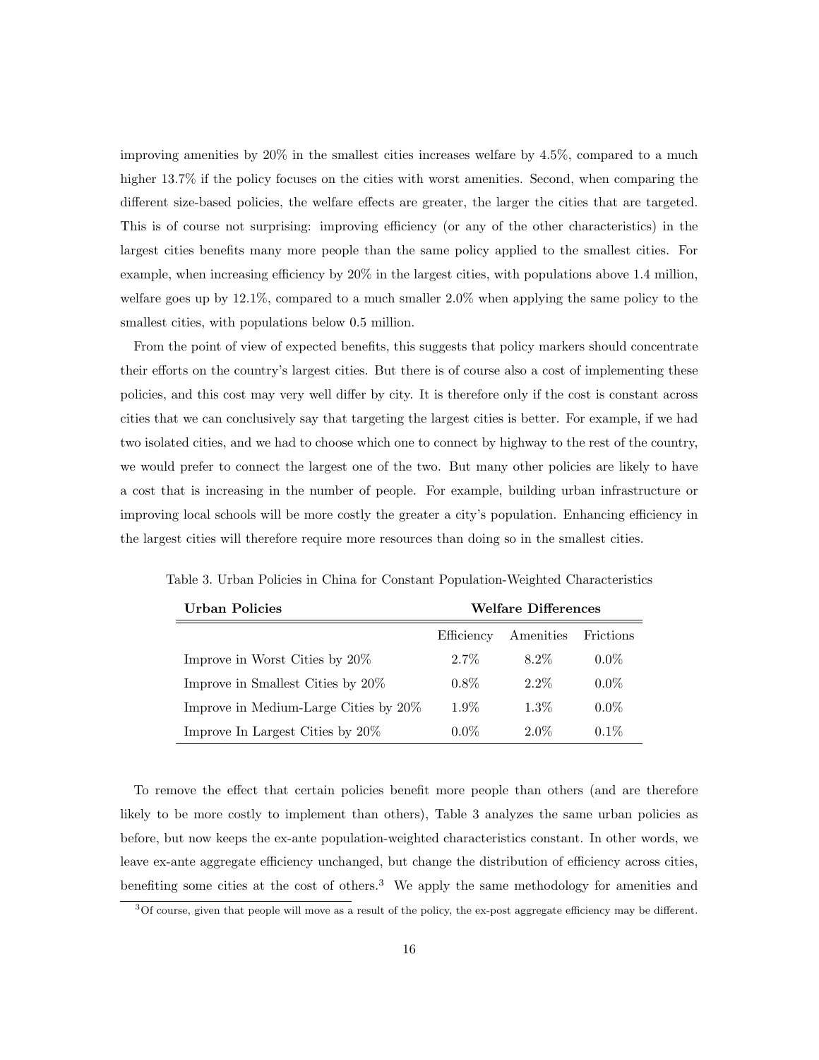improving amenities by 20% in the smallest cities increases welfare by 4.5%, compared to a much higher 13.7% if the policy focuses on the cities with worst amenities. Second, when comparing the different size-based policies, the welfare effects are greater, the larger the cities that are targeted. This is of course not surprising: improving efficiency (or any of the other characteristics) in the largest cities benefits many more people than the same policy applied to the smallest cities. For example, when increasing efficiency by 20% in the largest cities, with populations above 1.4 million, welfare goes up by 12.1%, compared to a much smaller 2.0% when applying the same policy to the smallest cities, with populations below 0.5 million.

From the point of view of expected benefits, this suggests that policy markers should concentrate their efforts on the country's largest cities. But there is of course also a cost of implementing these policies, and this cost may very well differ by city. It is therefore only if the cost is constant across cities that we can conclusively say that targeting the largest cities is better. For example, if we had two isolated cities, and we had to choose which one to connect by highway to the rest of the country, we would prefer to connect the largest one of the two. But many other policies are likely to have a cost that is increasing in the number of people. For example, building urban infrastructure or improving local schools will be more costly the greater a city's population. Enhancing efficiency in the largest cities will therefore require more resources than doing so in the smallest cities.

Table 3. Urban Policies in China for Constant Population-Weighted Characteristics

| **Urban Policies** | **Welfare Differences** | | |
|---|---|---|---|
| | Efficiency | Amenities | Frictions |
| Improve in Worst Cities by 20% | 2.7% | 8.2% | 0.0% |
| Improve in Smallest Cities by 20% | 0.8% | 2.2% | 0.0% |
| Improve in Medium-Large Cities by 20% | 1.9% | 1.3% | 0.0% |
| Improve In Largest Cities by 20% | 0.0% | 2.0% | 0.1% |

To remove the effect that certain policies benefit more people than others (and are therefore likely to be more costly to implement than others), Table 3 analyzes the same urban policies as before, but now keeps the ex-ante population-weighted characteristics constant. In other words, we leave ex-ante aggregate efficiency unchanged, but change the distribution of efficiency across cities, benefiting some cities at the cost of others.[3] We apply the same methodology for amenities and

[3] Of course, given that people will move as a result of the policy, the ex-post aggregate efficiency may be different.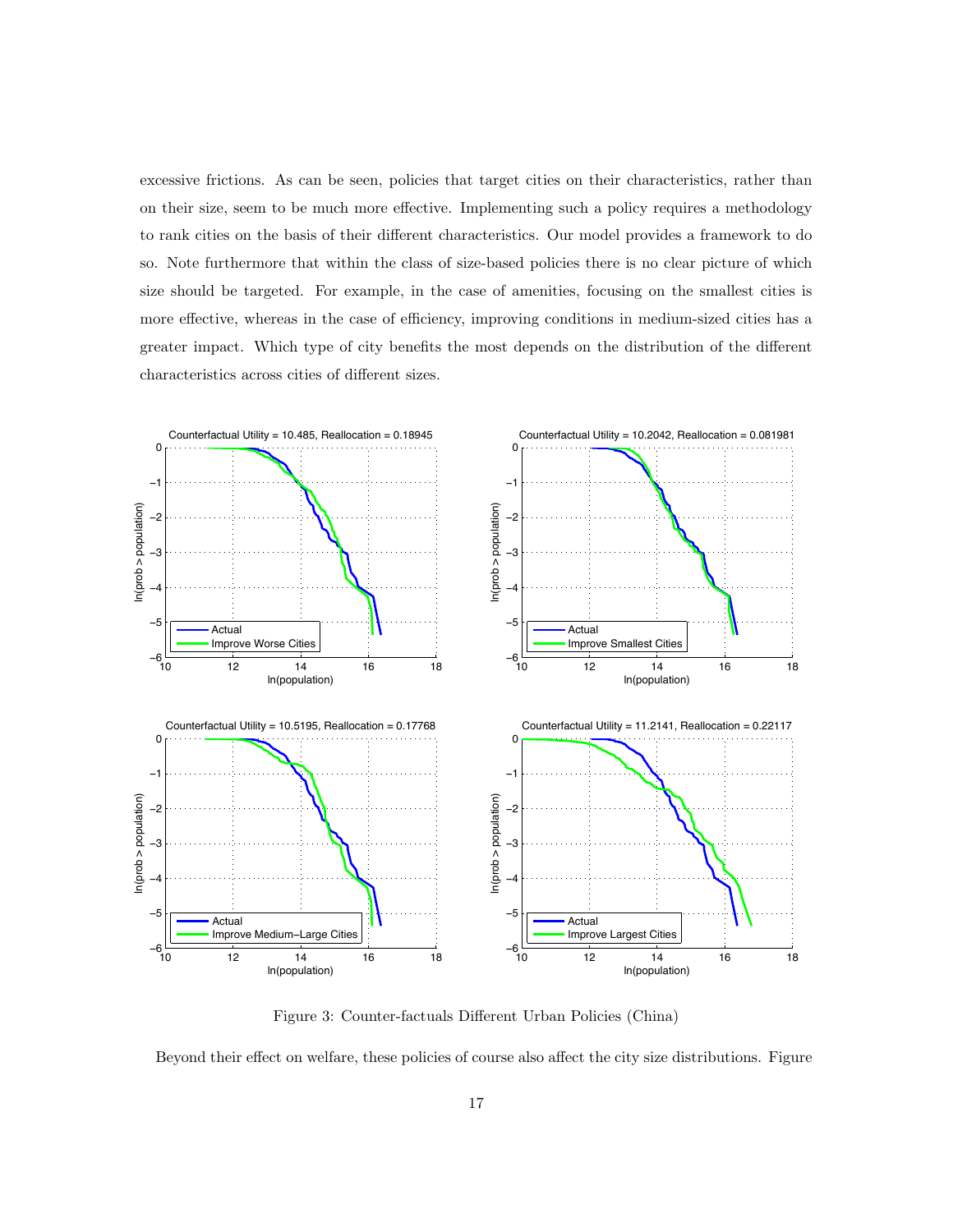excessive frictions. As can be seen, policies that target cities on their characteristics, rather than on their size, seem to be much more effective. Implementing such a policy requires a methodology to rank cities on the basis of their different characteristics. Our model provides a framework to do so. Note furthermore that within the class of size-based policies there is no clear picture of which size should be targeted. For example, in the case of amenities, focusing on the smallest cities is more effective, whereas in the case of efficiency, improving conditions in medium-sized cities has a greater impact. Which type of city benefits the most depends on the distribution of the different characteristics across cities of different sizes.

Figure 3: Counter-factuals Different Urban Policies (China)

Beyond their effect on welfare, these policies of course also affect the city size distributions. Figure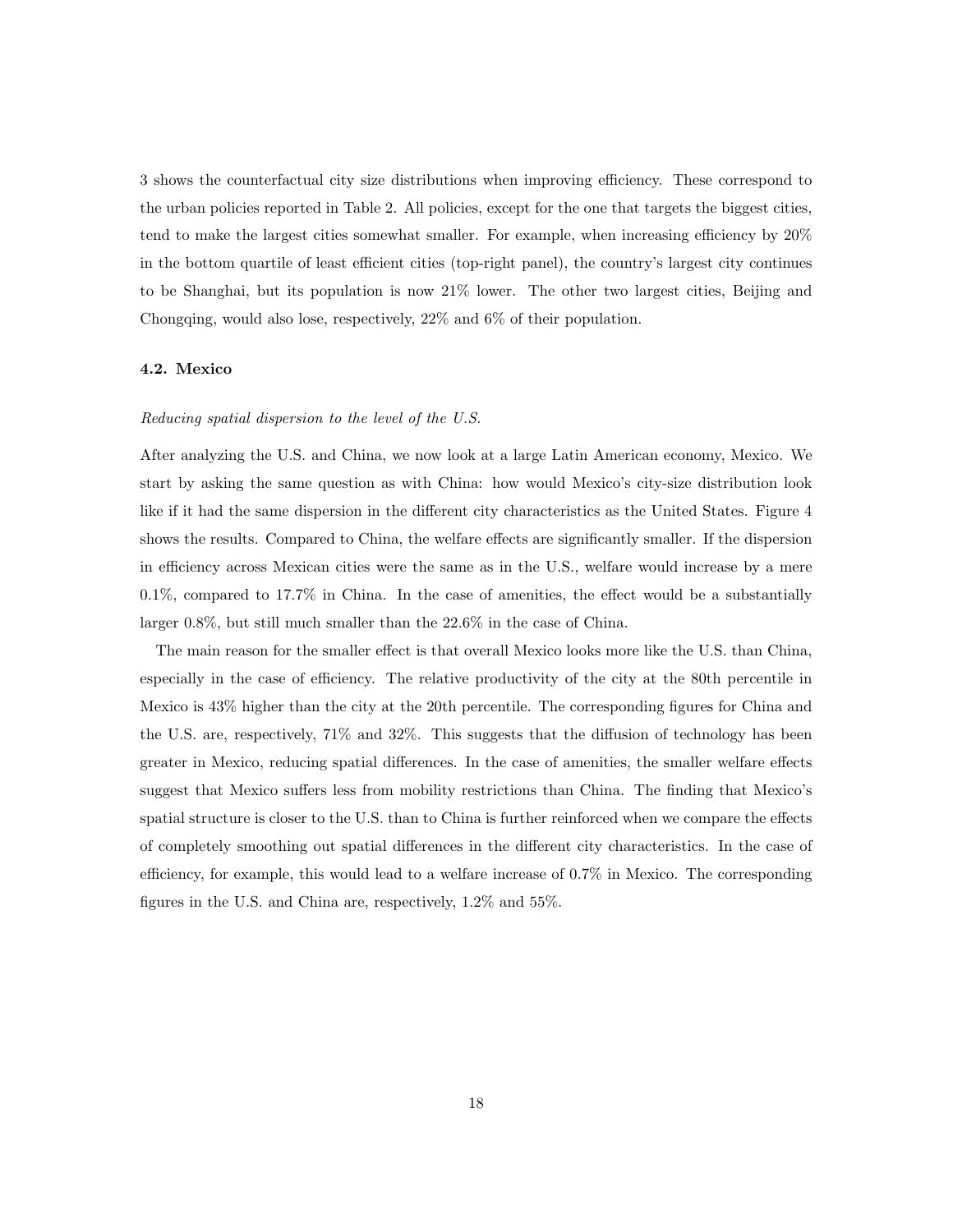3 shows the counterfactual city size distributions when improving efficiency. These correspond to the urban policies reported in Table 2. All policies, except for the one that targets the biggest cities, tend to make the largest cities somewhat smaller. For example, when increasing efficiency by 20% in the bottom quartile of least efficient cities (top-right panel), the country's largest city continues to be Shanghai, but its population is now 21% lower. The other two largest cities, Beijing and Chongqing, would also lose, respectively, 22% and 6% of their population.

### 4.2. Mexico

*Reducing spatial dispersion to the level of the U.S.*

After analyzing the U.S. and China, we now look at a large Latin American economy, Mexico. We start by asking the same question as with China: how would Mexico's city-size distribution look like if it had the same dispersion in the different city characteristics as the United States. Figure 4 shows the results. Compared to China, the welfare effects are significantly smaller. If the dispersion in efficiency across Mexican cities were the same as in the U.S., welfare would increase by a mere 0.1%, compared to 17.7% in China. In the case of amenities, the effect would be a substantially larger 0.8%, but still much smaller than the 22.6% in the case of China.

The main reason for the smaller effect is that overall Mexico looks more like the U.S. than China, especially in the case of efficiency. The relative productivity of the city at the 80th percentile in Mexico is 43% higher than the city at the 20th percentile. The corresponding figures for China and the U.S. are, respectively, 71% and 32%. This suggests that the diffusion of technology has been greater in Mexico, reducing spatial differences. In the case of amenities, the smaller welfare effects suggest that Mexico suffers less from mobility restrictions than China. The finding that Mexico's spatial structure is closer to the U.S. than to China is further reinforced when we compare the effects of completely smoothing out spatial differences in the different city characteristics. In the case of efficiency, for example, this would lead to a welfare increase of 0.7% in Mexico. The corresponding figures in the U.S. and China are, respectively, 1.2% and 55%.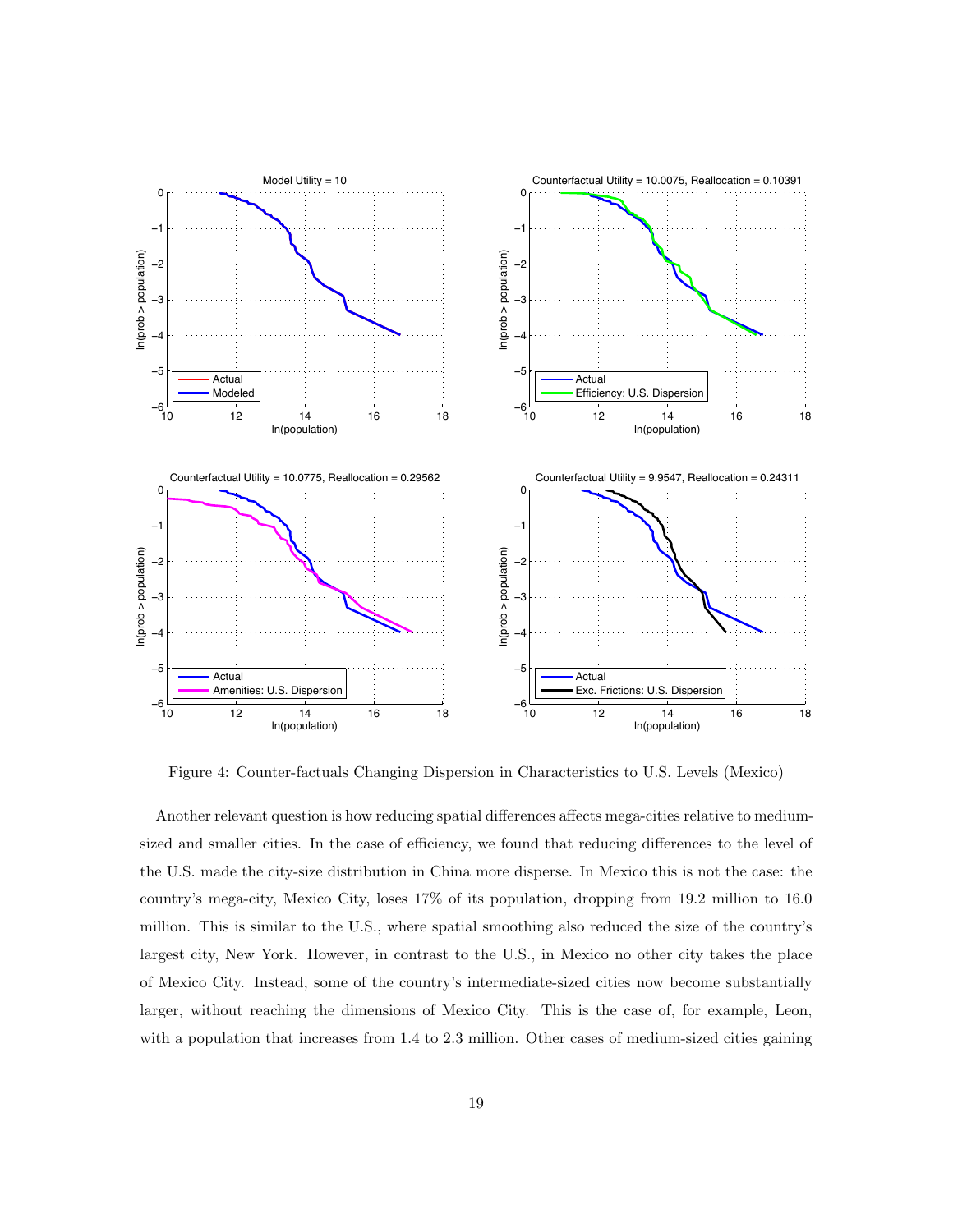Figure 4: Counter-factuals Changing Dispersion in Characteristics to U.S. Levels (Mexico)

Another relevant question is how reducing spatial differences affects mega-cities relative to medium-sized and smaller cities. In the case of efficiency, we found that reducing differences to the level of the U.S. made the city-size distribution in China more disperse. In Mexico this is not the case: the country's mega-city, Mexico City, loses 17% of its population, dropping from 19.2 million to 16.0 million. This is similar to the U.S., where spatial smoothing also reduced the size of the country's largest city, New York. However, in contrast to the U.S., in Mexico no other city takes the place of Mexico City. Instead, some of the country's intermediate-sized cities now become substantially larger, without reaching the dimensions of Mexico City. This is the case of, for example, Leon, with a population that increases from 1.4 to 2.3 million. Other cases of medium-sized cities gaining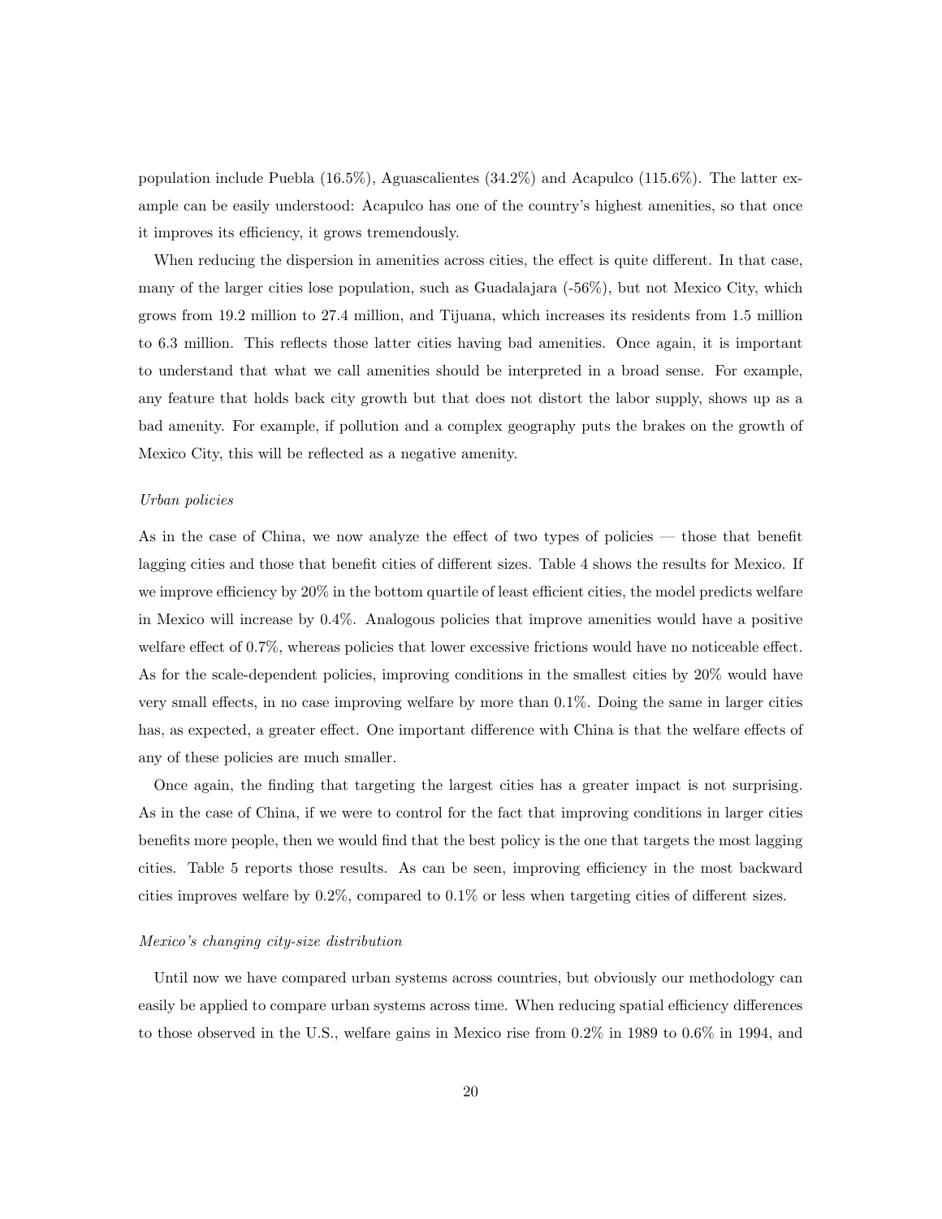population include Puebla (16.5%), Aguascalientes (34.2%) and Acapulco (115.6%). The latter example can be easily understood: Acapulco has one of the country's highest amenities, so that once it improves its efficiency, it grows tremendously.

When reducing the dispersion in amenities across cities, the effect is quite different. In that case, many of the larger cities lose population, such as Guadalajara (-56%), but not Mexico City, which grows from 19.2 million to 27.4 million, and Tijuana, which increases its residents from 1.5 million to 6.3 million. This reflects those latter cities having bad amenities. Once again, it is important to understand that what we call amenities should be interpreted in a broad sense. For example, any feature that holds back city growth but that does not distort the labor supply, shows up as a bad amenity. For example, if pollution and a complex geography puts the brakes on the growth of Mexico City, this will be reflected as a negative amenity.

*Urban policies*

As in the case of China, we now analyze the effect of two types of policies — those that benefit lagging cities and those that benefit cities of different sizes. Table 4 shows the results for Mexico. If we improve efficiency by 20% in the bottom quartile of least efficient cities, the model predicts welfare in Mexico will increase by 0.4%. Analogous policies that improve amenities would have a positive welfare effect of 0.7%, whereas policies that lower excessive frictions would have no noticeable effect. As for the scale-dependent policies, improving conditions in the smallest cities by 20% would have very small effects, in no case improving welfare by more than 0.1%. Doing the same in larger cities has, as expected, a greater effect. One important difference with China is that the welfare effects of any of these policies are much smaller.

Once again, the finding that targeting the largest cities has a greater impact is not surprising. As in the case of China, if we were to control for the fact that improving conditions in larger cities benefits more people, then we would find that the best policy is the one that targets the most lagging cities. Table 5 reports those results. As can be seen, improving efficiency in the most backward cities improves welfare by 0.2%, compared to 0.1% or less when targeting cities of different sizes.

*Mexico's changing city-size distribution*

Until now we have compared urban systems across countries, but obviously our methodology can easily be applied to compare urban systems across time. When reducing spatial efficiency differences to those observed in the U.S., welfare gains in Mexico rise from 0.2% in 1989 to 0.6% in 1994, and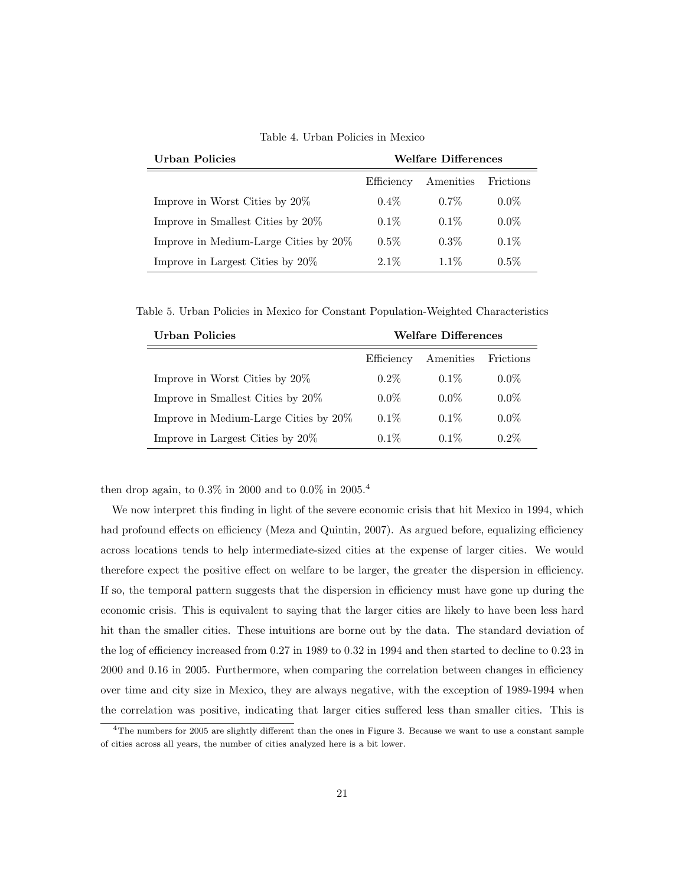Table 4. Urban Policies in Mexico

| Urban Policies | Welfare Differences | | |
|---|---|---|---|
| | Efficiency | Amenities | Frictions |
| Improve in Worst Cities by 20% | 0.4% | 0.7% | 0.0% |
| Improve in Smallest Cities by 20% | 0.1% | 0.1% | 0.0% |
| Improve in Medium-Large Cities by 20% | 0.5% | 0.3% | 0.1% |
| Improve in Largest Cities by 20% | 2.1% | 1.1% | 0.5% |

Table 5. Urban Policies in Mexico for Constant Population-Weighted Characteristics

| Urban Policies | Welfare Differences | | |
|---|---|---|---|
| | Efficiency | Amenities | Frictions |
| Improve in Worst Cities by 20% | 0.2% | 0.1% | 0.0% |
| Improve in Smallest Cities by 20% | 0.0% | 0.0% | 0.0% |
| Improve in Medium-Large Cities by 20% | 0.1% | 0.1% | 0.0% |
| Improve in Largest Cities by 20% | 0.1% | 0.1% | 0.2% |

then drop again, to 0.3% in 2000 and to 0.0% in 2005.[4]

We now interpret this finding in light of the severe economic crisis that hit Mexico in 1994, which had profound effects on efficiency (Meza and Quintin, 2007). As argued before, equalizing efficiency across locations tends to help intermediate-sized cities at the expense of larger cities. We would therefore expect the positive effect on welfare to be larger, the greater the dispersion in efficiency. If so, the temporal pattern suggests that the dispersion in efficiency must have gone up during the economic crisis. This is equivalent to saying that the larger cities are likely to have been less hard hit than the smaller cities. These intuitions are borne out by the data. The standard deviation of the log of efficiency increased from 0.27 in 1989 to 0.32 in 1994 and then started to decline to 0.23 in 2000 and 0.16 in 2005. Furthermore, when comparing the correlation between changes in efficiency over time and city size in Mexico, they are always negative, with the exception of 1989-1994 when the correlation was positive, indicating that larger cities suffered less than smaller cities. This is

[4] The numbers for 2005 are slightly different than the ones in Figure 3. Because we want to use a constant sample of cities across all years, the number of cities analyzed here is a bit lower.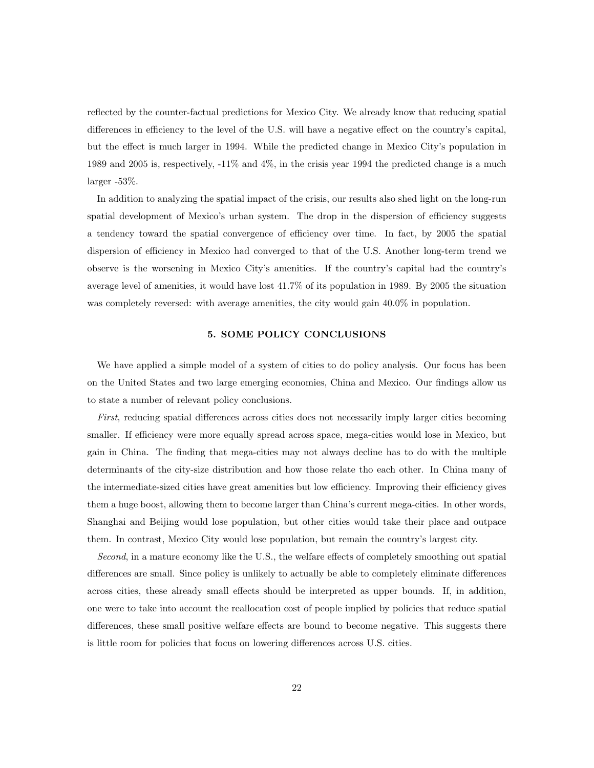reflected by the counter-factual predictions for Mexico City. We already know that reducing spatial differences in efficiency to the level of the U.S. will have a negative effect on the country's capital, but the effect is much larger in 1994. While the predicted change in Mexico City's population in 1989 and 2005 is, respectively, -11% and 4%, in the crisis year 1994 the predicted change is a much larger -53%.

In addition to analyzing the spatial impact of the crisis, our results also shed light on the long-run spatial development of Mexico's urban system. The drop in the dispersion of efficiency suggests a tendency toward the spatial convergence of efficiency over time. In fact, by 2005 the spatial dispersion of efficiency in Mexico had converged to that of the U.S. Another long-term trend we observe is the worsening in Mexico City's amenities. If the country's capital had the country's average level of amenities, it would have lost 41.7% of its population in 1989. By 2005 the situation was completely reversed: with average amenities, the city would gain 40.0% in population.

## 5. SOME POLICY CONCLUSIONS

We have applied a simple model of a system of cities to do policy analysis. Our focus has been on the United States and two large emerging economies, China and Mexico. Our findings allow us to state a number of relevant policy conclusions.

*First*, reducing spatial differences across cities does not necessarily imply larger cities becoming smaller. If efficiency were more equally spread across space, mega-cities would lose in Mexico, but gain in China. The finding that mega-cities may not always decline has to do with the multiple determinants of the city-size distribution and how those relate tho each other. In China many of the intermediate-sized cities have great amenities but low efficiency. Improving their efficiency gives them a huge boost, allowing them to become larger than China's current mega-cities. In other words, Shanghai and Beijing would lose population, but other cities would take their place and outpace them. In contrast, Mexico City would lose population, but remain the country's largest city.

*Second*, in a mature economy like the U.S., the welfare effects of completely smoothing out spatial differences are small. Since policy is unlikely to actually be able to completely eliminate differences across cities, these already small effects should be interpreted as upper bounds. If, in addition, one were to take into account the reallocation cost of people implied by policies that reduce spatial differences, these small positive welfare effects are bound to become negative. This suggests there is little room for policies that focus on lowering differences across U.S. cities.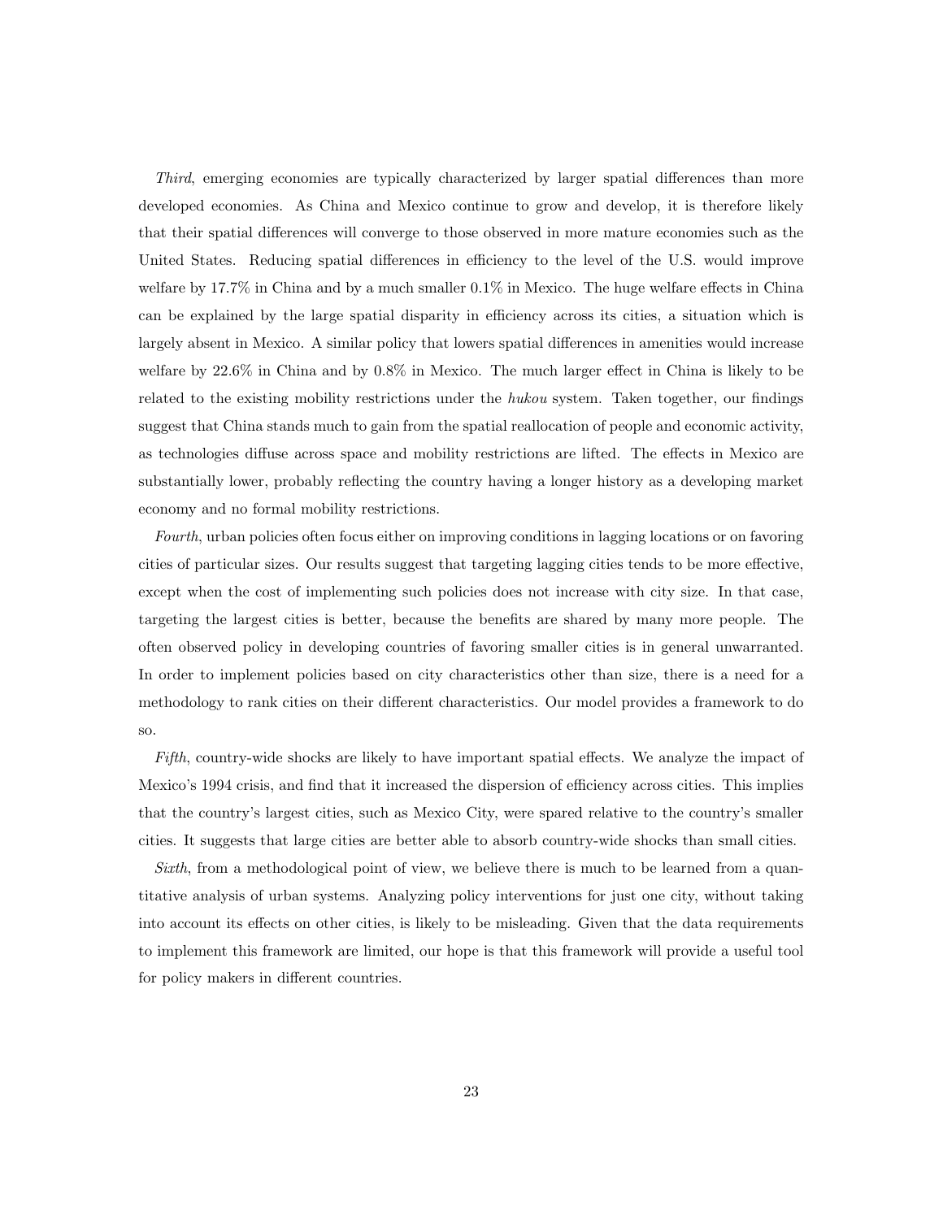*Third*, emerging economies are typically characterized by larger spatial differences than more developed economies. As China and Mexico continue to grow and develop, it is therefore likely that their spatial differences will converge to those observed in more mature economies such as the United States. Reducing spatial differences in efficiency to the level of the U.S. would improve welfare by 17.7% in China and by a much smaller 0.1% in Mexico. The huge welfare effects in China can be explained by the large spatial disparity in efficiency across its cities, a situation which is largely absent in Mexico. A similar policy that lowers spatial differences in amenities would increase welfare by 22.6% in China and by 0.8% in Mexico. The much larger effect in China is likely to be related to the existing mobility restrictions under the *hukou* system. Taken together, our findings suggest that China stands much to gain from the spatial reallocation of people and economic activity, as technologies diffuse across space and mobility restrictions are lifted. The effects in Mexico are substantially lower, probably reflecting the country having a longer history as a developing market economy and no formal mobility restrictions.

*Fourth*, urban policies often focus either on improving conditions in lagging locations or on favoring cities of particular sizes. Our results suggest that targeting lagging cities tends to be more effective, except when the cost of implementing such policies does not increase with city size. In that case, targeting the largest cities is better, because the benefits are shared by many more people. The often observed policy in developing countries of favoring smaller cities is in general unwarranted. In order to implement policies based on city characteristics other than size, there is a need for a methodology to rank cities on their different characteristics. Our model provides a framework to do so.

*Fifth*, country-wide shocks are likely to have important spatial effects. We analyze the impact of Mexico's 1994 crisis, and find that it increased the dispersion of efficiency across cities. This implies that the country's largest cities, such as Mexico City, were spared relative to the country's smaller cities. It suggests that large cities are better able to absorb country-wide shocks than small cities.

*Sixth*, from a methodological point of view, we believe there is much to be learned from a quantitative analysis of urban systems. Analyzing policy interventions for just one city, without taking into account its effects on other cities, is likely to be misleading. Given that the data requirements to implement this framework are limited, our hope is that this framework will provide a useful tool for policy makers in different countries.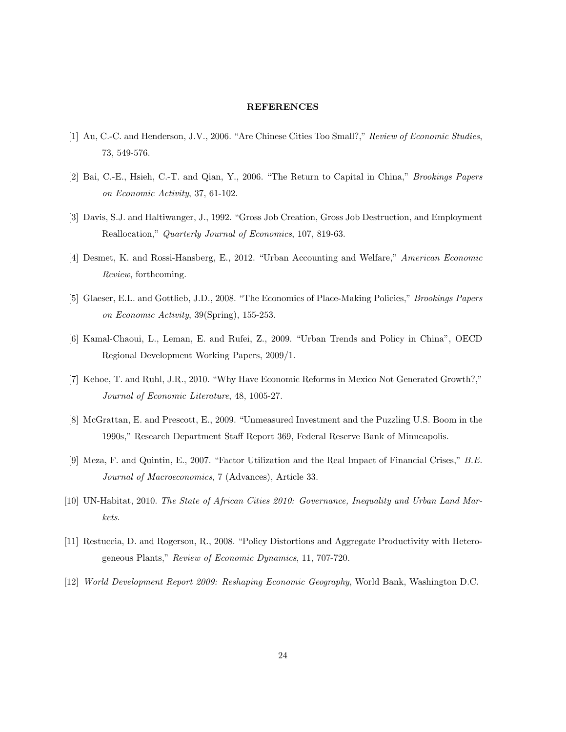## REFERENCES

[1] Au, C.-C. and Henderson, J.V., 2006. "Are Chinese Cities Too Small?," *Review of Economic Studies*, 73, 549-576.

[2] Bai, C.-E., Hsieh, C.-T. and Qian, Y., 2006. "The Return to Capital in China," *Brookings Papers on Economic Activity*, 37, 61-102.

[3] Davis, S.J. and Haltiwanger, J., 1992. "Gross Job Creation, Gross Job Destruction, and Employment Reallocation," *Quarterly Journal of Economics*, 107, 819-63.

[4] Desmet, K. and Rossi-Hansberg, E., 2012. "Urban Accounting and Welfare," *American Economic Review*, forthcoming.

[5] Glaeser, E.L. and Gottlieb, J.D., 2008. "The Economics of Place-Making Policies," *Brookings Papers on Economic Activity*, 39(Spring), 155-253.

[6] Kamal-Chaoui, L., Leman, E. and Rufei, Z., 2009. "Urban Trends and Policy in China", OECD Regional Development Working Papers, 2009/1.

[7] Kehoe, T. and Ruhl, J.R., 2010. "Why Have Economic Reforms in Mexico Not Generated Growth?," *Journal of Economic Literature*, 48, 1005-27.

[8] McGrattan, E. and Prescott, E., 2009. "Unmeasured Investment and the Puzzling U.S. Boom in the 1990s," Research Department Staff Report 369, Federal Reserve Bank of Minneapolis.

[9] Meza, F. and Quintin, E., 2007. "Factor Utilization and the Real Impact of Financial Crises," *B.E. Journal of Macroeconomics*, 7 (Advances), Article 33.

[10] UN-Habitat, 2010. *The State of African Cities 2010: Governance, Inequality and Urban Land Markets*.

[11] Restuccia, D. and Rogerson, R., 2008. "Policy Distortions and Aggregate Productivity with Heterogeneous Plants," *Review of Economic Dynamics*, 11, 707-720.

[12] *World Development Report 2009: Reshaping Economic Geography*, World Bank, Washington D.C.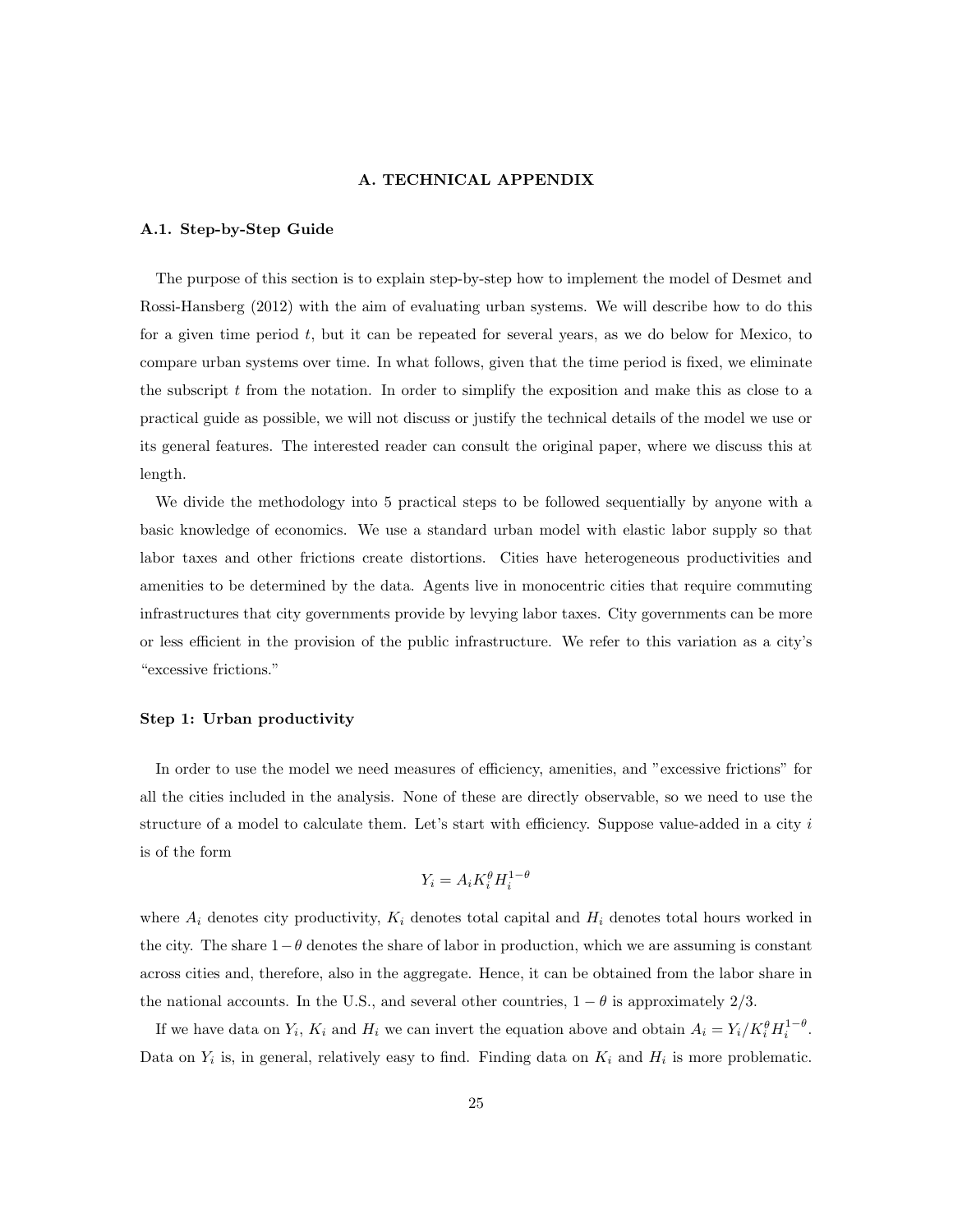# A. TECHNICAL APPENDIX

## A.1. Step-by-Step Guide

The purpose of this section is to explain step-by-step how to implement the model of Desmet and Rossi-Hansberg (2012) with the aim of evaluating urban systems. We will describe how to do this for a given time period $t$, but it can be repeated for several years, as we do below for Mexico, to compare urban systems over time. In what follows, given that the time period is fixed, we eliminate the subscript $t$ from the notation. In order to simplify the exposition and make this as close to a practical guide as possible, we will not discuss or justify the technical details of the model we use or its general features. The interested reader can consult the original paper, where we discuss this at length.

We divide the methodology into 5 practical steps to be followed sequentially by anyone with a basic knowledge of economics. We use a standard urban model with elastic labor supply so that labor taxes and other frictions create distortions. Cities have heterogeneous productivities and amenities to be determined by the data. Agents live in monocentric cities that require commuting infrastructures that city governments provide by levying labor taxes. City governments can be more or less efficient in the provision of the public infrastructure. We refer to this variation as a city's "excessive frictions."

### Step 1: Urban productivity

In order to use the model we need measures of efficiency, amenities, and "excessive frictions" for all the cities included in the analysis. None of these are directly observable, so we need to use the structure of a model to calculate them. Let's start with efficiency. Suppose value-added in a city $i$ is of the form

$$Y_i = A_i K_i^{\theta} H_i^{1-\theta}$$

where $A_i$ denotes city productivity, $K_i$ denotes total capital and $H_i$ denotes total hours worked in the city. The share $1 - \theta$ denotes the share of labor in production, which we are assuming is constant across cities and, therefore, also in the aggregate. Hence, it can be obtained from the labor share in the national accounts. In the U.S., and several other countries, $1 - \theta$ is approximately 2/3.

If we have data on $Y_i$, $K_i$ and $H_i$ we can invert the equation above and obtain $A_i = Y_i / K_i^{\theta} H_i^{1-\theta}$. Data on $Y_i$ is, in general, relatively easy to find. Finding data on $K_i$ and $H_i$ is more problematic.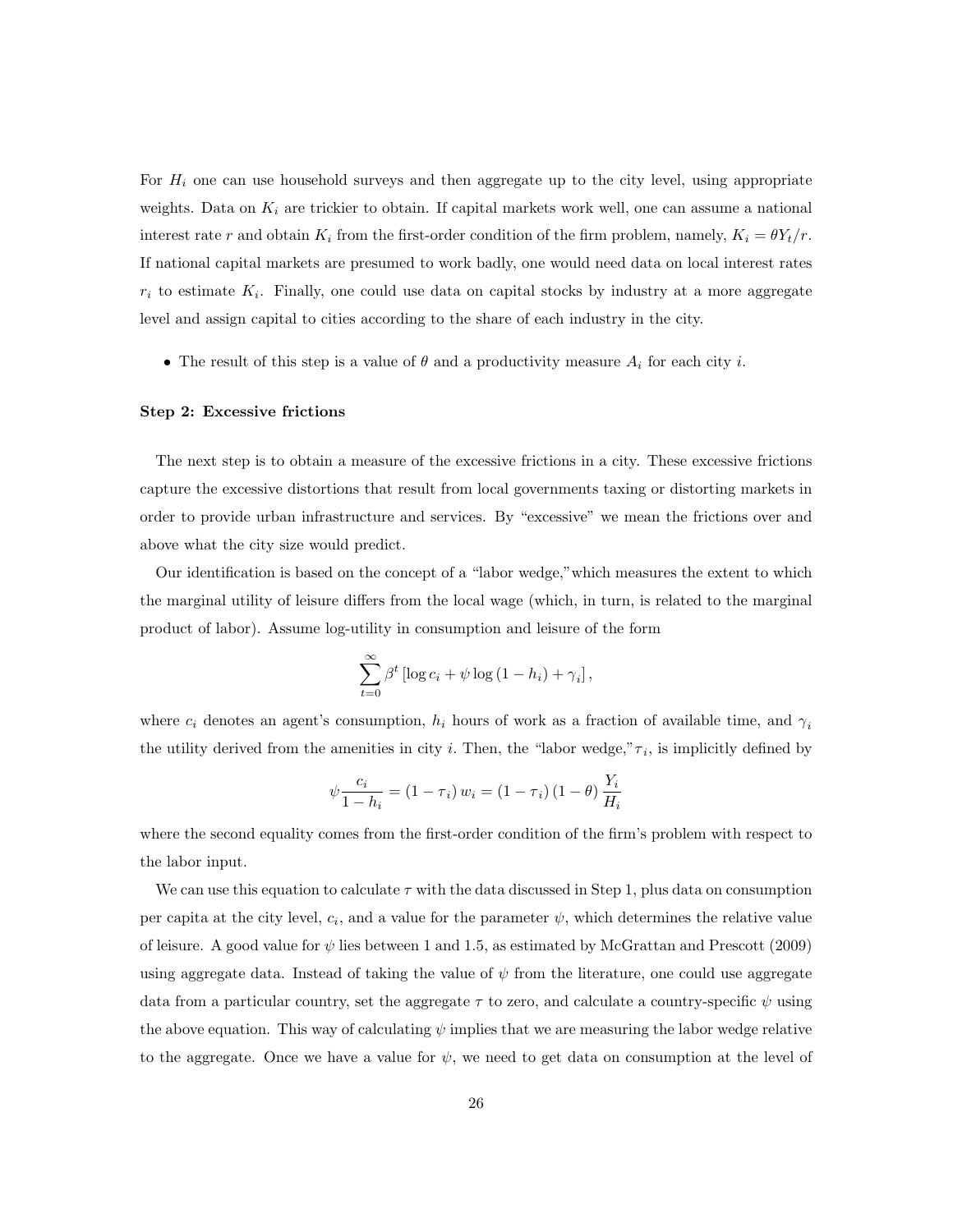For $H_i$ one can use household surveys and then aggregate up to the city level, using appropriate weights. Data on $K_i$ are trickier to obtain. If capital markets work well, one can assume a national interest rate $r$ and obtain $K_i$ from the first-order condition of the firm problem, namely, $K_i = \theta Y_t / r$. If national capital markets are presumed to work badly, one would need data on local interest rates $r_i$ to estimate $K_i$. Finally, one could use data on capital stocks by industry at a more aggregate level and assign capital to cities according to the share of each industry in the city.

- The result of this step is a value of $\theta$ and a productivity measure $A_i$ for each city $i$.

#### Step 2: Excessive frictions

The next step is to obtain a measure of the excessive frictions in a city. These excessive frictions capture the excessive distortions that result from local governments taxing or distorting markets in order to provide urban infrastructure and services. By "excessive" we mean the frictions over and above what the city size would predict.

Our identification is based on the concept of a "labor wedge," which measures the extent to which the marginal utility of leisure differs from the local wage (which, in turn, is related to the marginal product of labor). Assume log-utility in consumption and leisure of the form

$$\sum_{t=0}^{\infty} \beta^t \left[ \log c_i + \psi \log \left(1 - h_i\right) + \gamma_i \right],$$

where $c_i$ denotes an agent's consumption, $h_i$ hours of work as a fraction of available time, and $\gamma_i$ the utility derived from the amenities in city $i$. Then, the "labor wedge," $\tau_i$, is implicitly defined by

$$\psi \frac{c_i}{1 - h_i} = \left(1 - \tau_i\right) w_i = \left(1 - \tau_i\right) \left(1 - \theta\right) \frac{Y_i}{H_i}$$

where the second equality comes from the first-order condition of the firm's problem with respect to the labor input.

We can use this equation to calculate $\tau$ with the data discussed in Step 1, plus data on consumption per capita at the city level, $c_i$, and a value for the parameter $\psi$, which determines the relative value of leisure. A good value for $\psi$ lies between 1 and 1.5, as estimated by McGrattan and Prescott (2009) using aggregate data. Instead of taking the value of $\psi$ from the literature, one could use aggregate data from a particular country, set the aggregate $\tau$ to zero, and calculate a country-specific $\psi$ using the above equation. This way of calculating $\psi$ implies that we are measuring the labor wedge relative to the aggregate. Once we have a value for $\psi$, we need to get data on consumption at the level of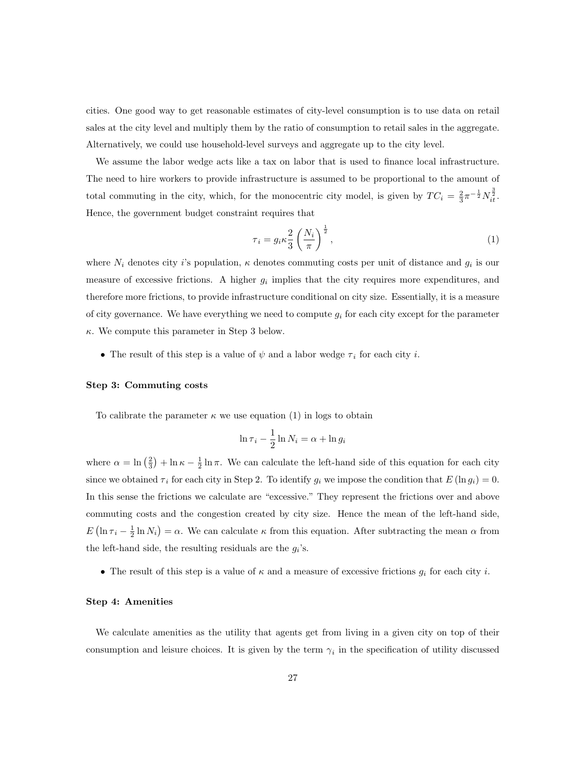cities. One good way to get reasonable estimates of city-level consumption is to use data on retail sales at the city level and multiply them by the ratio of consumption to retail sales in the aggregate. Alternatively, we could use household-level surveys and aggregate up to the city level.

We assume the labor wedge acts like a tax on labor that is used to finance local infrastructure. The need to hire workers to provide infrastructure is assumed to be proportional to the amount of total commuting in the city, which, for the monocentric city model, is given by $TC_i = \frac{2}{3}\pi^{-\frac{1}{2}}N_{it}^{\frac{3}{2}}$. Hence, the government budget constraint requires that

$$\tau_i = g_i \kappa \frac{2}{3}\left(\frac{N_i}{\pi}\right)^{\frac{1}{2}}, \tag{1}$$

where $N_i$ denotes city $i$'s population, $\kappa$ denotes commuting costs per unit of distance and $g_i$ is our measure of excessive frictions. A higher $g_i$ implies that the city requires more expenditures, and therefore more frictions, to provide infrastructure conditional on city size. Essentially, it is a measure of city governance. We have everything we need to compute $g_i$ for each city except for the parameter $\kappa$. We compute this parameter in Step 3 below.

- The result of this step is a value of $\psi$ and a labor wedge $\tau_i$ for each city $i$.

**Step 3: Commuting costs**

To calibrate the parameter $\kappa$ we use equation (1) in logs to obtain

$$\ln \tau_i - \frac{1}{2}\ln N_i = \alpha + \ln g_i$$

where $\alpha = \ln\left(\frac{2}{3}\right) + \ln \kappa - \frac{1}{2}\ln \pi$. We can calculate the left-hand side of this equation for each city since we obtained $\tau_i$ for each city in Step 2. To identify $g_i$ we impose the condition that $E\left(\ln g_i\right) = 0$. In this sense the frictions we calculate are "excessive." They represent the frictions over and above commuting costs and the congestion created by city size. Hence the mean of the left-hand side, $E\left(\ln \tau_i - \frac{1}{2}\ln N_i\right) = \alpha$. We can calculate $\kappa$ from this equation. After subtracting the mean $\alpha$ from the left-hand side, the resulting residuals are the $g_i$'s.

- The result of this step is a value of $\kappa$ and a measure of excessive frictions $g_i$ for each city $i$.

**Step 4: Amenities**

We calculate amenities as the utility that agents get from living in a given city on top of their consumption and leisure choices. It is given by the term $\gamma_i$ in the specification of utility discussed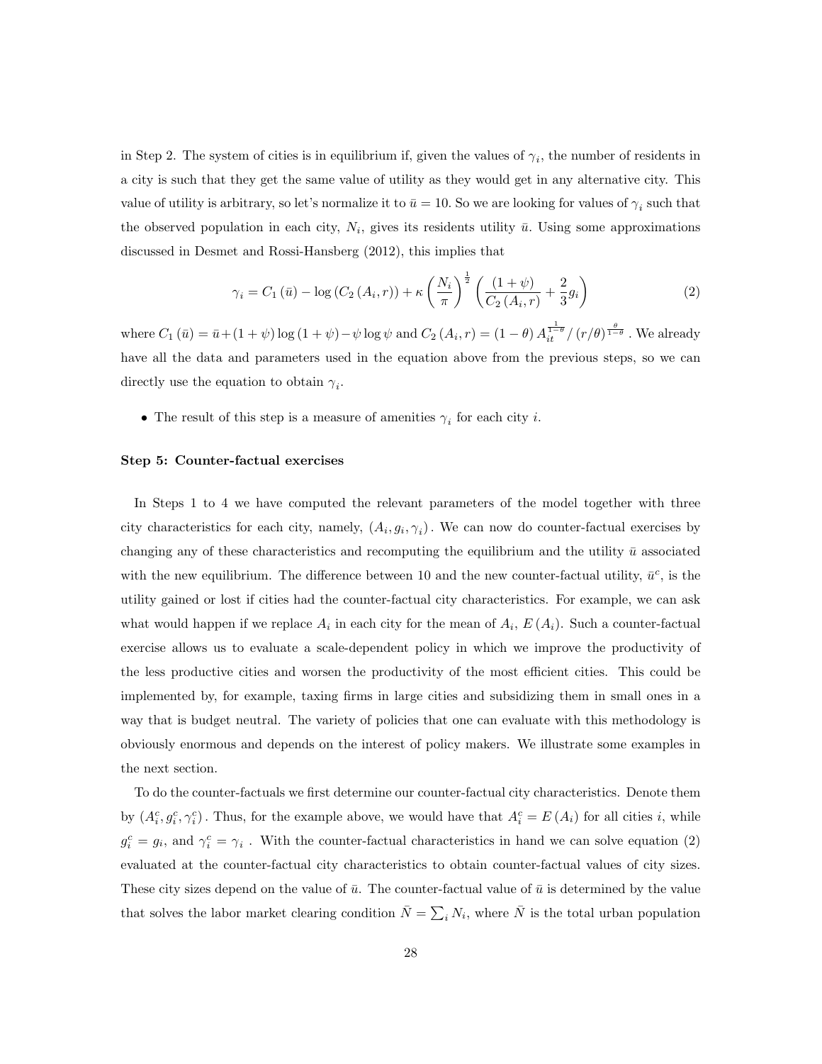in Step 2. The system of cities is in equilibrium if, given the values of $\gamma_i$, the number of residents in a city is such that they get the same value of utility as they would get in any alternative city. This value of utility is arbitrary, so let's normalize it to $\bar{u} = 10$. So we are looking for values of $\gamma_i$ such that the observed population in each city, $N_i$, gives its residents utility $\bar{u}$. Using some approximations discussed in Desmet and Rossi-Hansberg (2012), this implies that

$$\gamma_i = C_1(\bar{u}) - \log(C_2(A_i, r)) + \kappa \left(\frac{N_i}{\pi}\right)^{\frac{1}{2}} \left(\frac{(1+\psi)}{C_2(A_i, r)} + \frac{2}{3} g_i\right) \tag{2}$$

where $C_1(\bar{u}) = \bar{u} + (1+\psi)\log(1+\psi) - \psi \log \psi$ and $C_2(A_i, r) = (1-\theta) A_{it}^{\frac{1}{1-\theta}} / (r/\theta)^{\frac{\theta}{1-\theta}}$ . We already have all the data and parameters used in the equation above from the previous steps, so we can directly use the equation to obtain $\gamma_i$.

- The result of this step is a measure of amenities $\gamma_i$ for each city $i$.

**Step 5: Counter-factual exercises**

In Steps 1 to 4 we have computed the relevant parameters of the model together with three city characteristics for each city, namely, $(A_i, g_i, \gamma_i)$. We can now do counter-factual exercises by changing any of these characteristics and recomputing the equilibrium and the utility $\bar{u}$ associated with the new equilibrium. The difference between 10 and the new counter-factual utility, $\bar{u}^c$, is the utility gained or lost if cities had the counter-factual city characteristics. For example, we can ask what would happen if we replace $A_i$ in each city for the mean of $A_i$, $E(A_i)$. Such a counter-factual exercise allows us to evaluate a scale-dependent policy in which we improve the productivity of the less productive cities and worsen the productivity of the most efficient cities. This could be implemented by, for example, taxing firms in large cities and subsidizing them in small ones in a way that is budget neutral. The variety of policies that one can evaluate with this methodology is obviously enormous and depends on the interest of policy makers. We illustrate some examples in the next section.

To do the counter-factuals we first determine our counter-factual city characteristics. Denote them by $(A_i^c, g_i^c, \gamma_i^c)$. Thus, for the example above, we would have that $A_i^c = E(A_i)$ for all cities $i$, while $g_i^c = g_i$, and $\gamma_i^c = \gamma_i$ . With the counter-factual characteristics in hand we can solve equation (2) evaluated at the counter-factual city characteristics to obtain counter-factual values of city sizes. These city sizes depend on the value of $\bar{u}$. The counter-factual value of $\bar{u}$ is determined by the value that solves the labor market clearing condition $\bar{N} = \sum_i N_i$, where $\bar{N}$ is the total urban population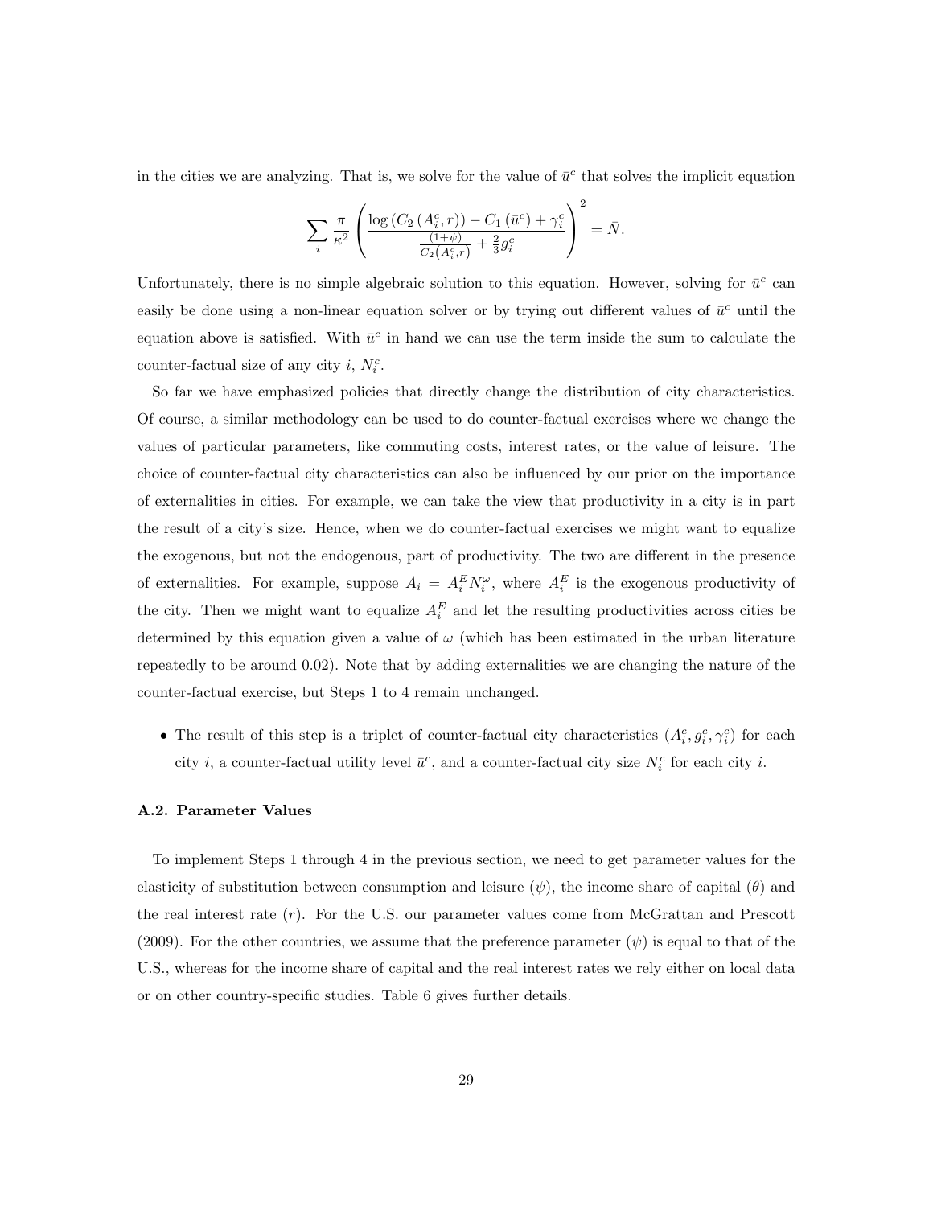in the cities we are analyzing. That is, we solve for the value of $\bar{u}^c$ that solves the implicit equation

$$\sum_i \frac{\pi}{\kappa^2} \left( \frac{\log \left( C_2 \left( A_i^c, r \right) \right) - C_1 \left( \bar{u}^c \right) + \gamma_i^c}{\frac{(1+\psi)}{C_2\left(A_i^c, r\right)} + \frac{2}{3} g_i^c} \right)^2 = \bar{N}.$$

Unfortunately, there is no simple algebraic solution to this equation. However, solving for $\bar{u}^c$ can easily be done using a non-linear equation solver or by trying out different values of $\bar{u}^c$ until the equation above is satisfied. With $\bar{u}^c$ in hand we can use the term inside the sum to calculate the counter-factual size of any city $i$, $N_i^c$.

So far we have emphasized policies that directly change the distribution of city characteristics. Of course, a similar methodology can be used to do counter-factual exercises where we change the values of particular parameters, like commuting costs, interest rates, or the value of leisure. The choice of counter-factual city characteristics can also be influenced by our prior on the importance of externalities in cities. For example, we can take the view that productivity in a city is in part the result of a city's size. Hence, when we do counter-factual exercises we might want to equalize the exogenous, but not the endogenous, part of productivity. The two are different in the presence of externalities. For example, suppose $A_i = A_i^E N_i^\omega$, where $A_i^E$ is the exogenous productivity of the city. Then we might want to equalize $A_i^E$ and let the resulting productivities across cities be determined by this equation given a value of $\omega$ (which has been estimated in the urban literature repeatedly to be around 0.02). Note that by adding externalities we are changing the nature of the counter-factual exercise, but Steps 1 to 4 remain unchanged.

- The result of this step is a triplet of counter-factual city characteristics $(A_i^c, g_i^c, \gamma_i^c)$ for each city $i$, a counter-factual utility level $\bar{u}^c$, and a counter-factual city size $N_i^c$ for each city $i$.

### A.2. Parameter Values

To implement Steps 1 through 4 in the previous section, we need to get parameter values for the elasticity of substitution between consumption and leisure ($\psi$), the income share of capital ($\theta$) and the real interest rate ($r$). For the U.S. our parameter values come from McGrattan and Prescott (2009). For the other countries, we assume that the preference parameter ($\psi$) is equal to that of the U.S., whereas for the income share of capital and the real interest rates we rely either on local data or on other country-specific studies. Table 6 gives further details.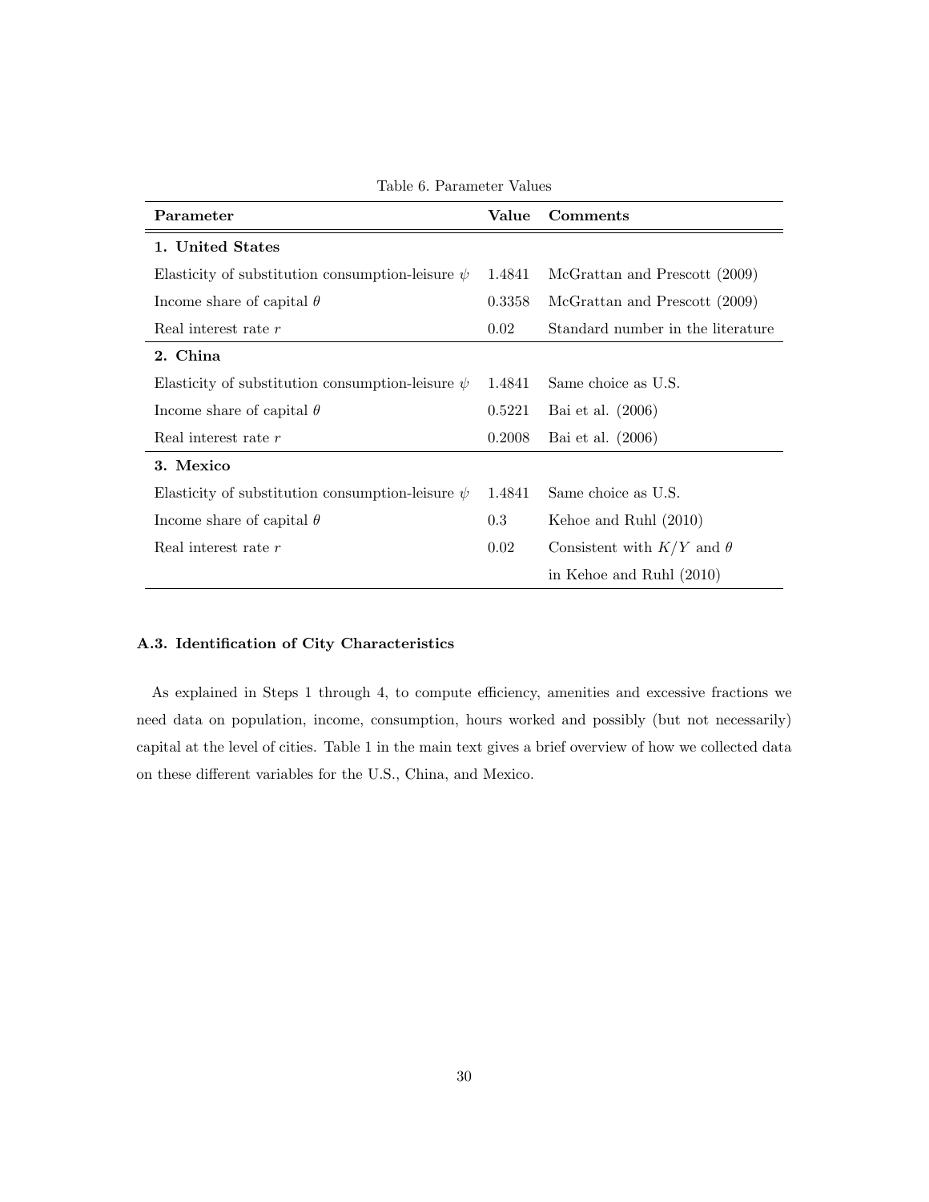Table 6. Parameter Values

| Parameter | Value | Comments |
|---|---|---|
| **1. United States** | | |
| Elasticity of substitution consumption-leisure $\psi$ | 1.4841 | McGrattan and Prescott (2009) |
| Income share of capital $\theta$ | 0.3358 | McGrattan and Prescott (2009) |
| Real interest rate $r$ | 0.02 | Standard number in the literature |
| **2. China** | | |
| Elasticity of substitution consumption-leisure $\psi$ | 1.4841 | Same choice as U.S. |
| Income share of capital $\theta$ | 0.5221 | Bai et al. (2006) |
| Real interest rate $r$ | 0.2008 | Bai et al. (2006) |
| **3. Mexico** | | |
| Elasticity of substitution consumption-leisure $\psi$ | 1.4841 | Same choice as U.S. |
| Income share of capital $\theta$ | 0.3 | Kehoe and Ruhl (2010) |
| Real interest rate $r$ | 0.02 | Consistent with $K/Y$ and $\theta$ in Kehoe and Ruhl (2010) |

### A.3. Identification of City Characteristics

As explained in Steps 1 through 4, to compute efficiency, amenities and excessive fractions we need data on population, income, consumption, hours worked and possibly (but not necessarily) capital at the level of cities. Table 1 in the main text gives a brief overview of how we collected data on these different variables for the U.S., China, and Mexico.